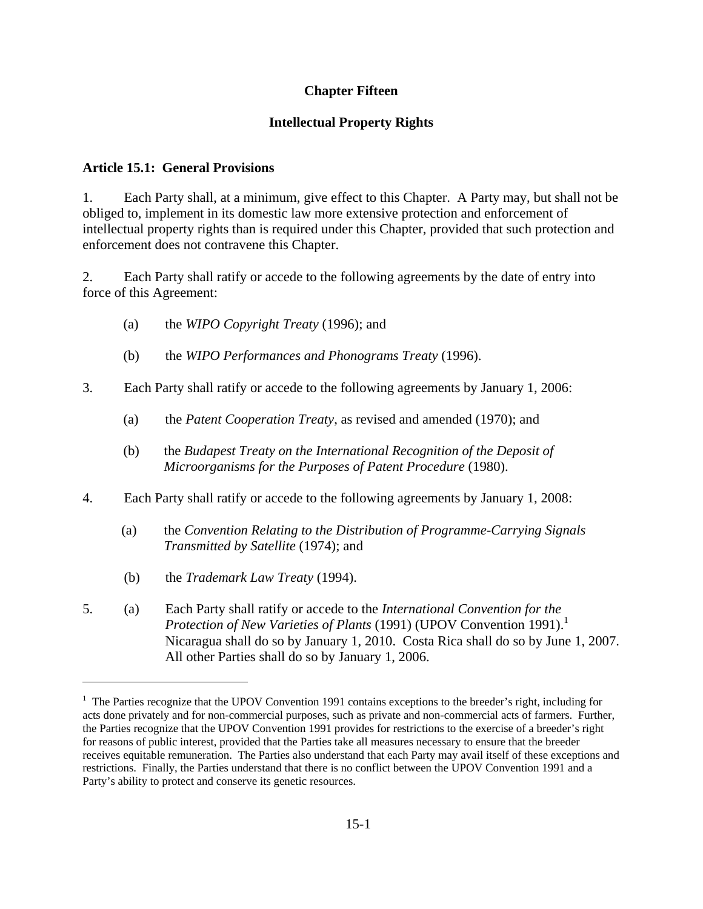# Chapter Fifteen

# Intellectual Property Rights

## Article 15.1: General Provisions

1. Each Party shall, at a minimum, give effect to this Chapter. A Party may, but shall not be obliged to, implement in its domestic law more extensive protection and enforcement of intellectual property rights than is required under this Chapter, provided that such protection and enforcement does not contravene this Chapter.

2. Each Party shall ratify or accede to the following agreements by the date of entry into force of this Agreement:

   (a) the *WIPO Copyright Treaty* (1996); and

   (b) the *WIPO Performances and Phonograms Treaty* (1996).

3. Each Party shall ratify or accede to the following agreements by January 1, 2006:

   (a) the *Patent Cooperation Treaty*, as revised and amended (1970); and

   (b) the *Budapest Treaty on the International Recognition of the Deposit of Microorganisms for the Purposes of Patent Procedure* (1980).

4. Each Party shall ratify or accede to the following agreements by January 1, 2008:

   (a) the *Convention Relating to the Distribution of Programme-Carrying Signals Transmitted by Satellite* (1974); and

   (b) the *Trademark Law Treaty* (1994).

5. (a) Each Party shall ratify or accede to the *International Convention for the Protection of New Varieties of Plants* (1991) (UPOV Convention 1991).[1] Nicaragua shall do so by January 1, 2010. Costa Rica shall do so by June 1, 2007. All other Parties shall do so by January 1, 2006.

---

[1] The Parties recognize that the UPOV Convention 1991 contains exceptions to the breeder's right, including for acts done privately and for non-commercial purposes, such as private and non-commercial acts of farmers. Further, the Parties recognize that the UPOV Convention 1991 provides for restrictions to the exercise of a breeder's right for reasons of public interest, provided that the Parties take all measures necessary to ensure that the breeder receives equitable remuneration. The Parties also understand that each Party may avail itself of these exceptions and restrictions. Finally, the Parties understand that there is no conflict between the UPOV Convention 1991 and a Party's ability to protect and conserve its genetic resources.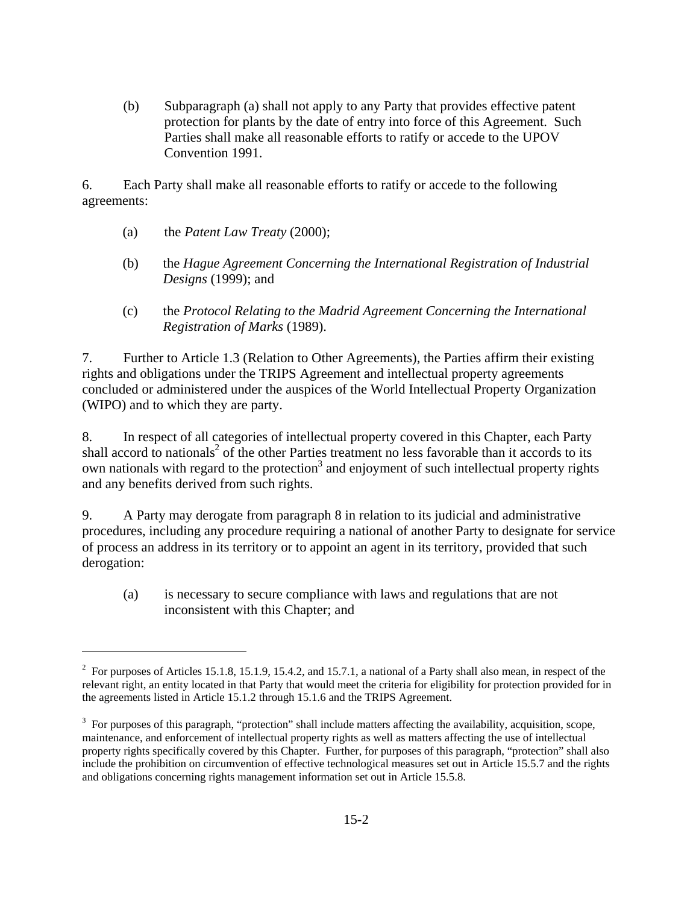(b) Subparagraph (a) shall not apply to any Party that provides effective patent protection for plants by the date of entry into force of this Agreement. Such Parties shall make all reasonable efforts to ratify or accede to the UPOV Convention 1991.

6. Each Party shall make all reasonable efforts to ratify or accede to the following agreements:

(a) the *Patent Law Treaty* (2000);

(b) the *Hague Agreement Concerning the International Registration of Industrial Designs* (1999); and

(c) the *Protocol Relating to the Madrid Agreement Concerning the International Registration of Marks* (1989).

7. Further to Article 1.3 (Relation to Other Agreements), the Parties affirm their existing rights and obligations under the TRIPS Agreement and intellectual property agreements concluded or administered under the auspices of the World Intellectual Property Organization (WIPO) and to which they are party.

8. In respect of all categories of intellectual property covered in this Chapter, each Party shall accord to nationals[2] of the other Parties treatment no less favorable than it accords to its own nationals with regard to the protection[3] and enjoyment of such intellectual property rights and any benefits derived from such rights.

9. A Party may derogate from paragraph 8 in relation to its judicial and administrative procedures, including any procedure requiring a national of another Party to designate for service of process an address in its territory or to appoint an agent in its territory, provided that such derogation:

(a) is necessary to secure compliance with laws and regulations that are not inconsistent with this Chapter; and

---

[2] For purposes of Articles 15.1.8, 15.1.9, 15.4.2, and 15.7.1, a national of a Party shall also mean, in respect of the relevant right, an entity located in that Party that would meet the criteria for eligibility for protection provided for in the agreements listed in Article 15.1.2 through 15.1.6 and the TRIPS Agreement.

[3] For purposes of this paragraph, "protection" shall include matters affecting the availability, acquisition, scope, maintenance, and enforcement of intellectual property rights as well as matters affecting the use of intellectual property rights specifically covered by this Chapter. Further, for purposes of this paragraph, "protection" shall also include the prohibition on circumvention of effective technological measures set out in Article 15.5.7 and the rights and obligations concerning rights management information set out in Article 15.5.8.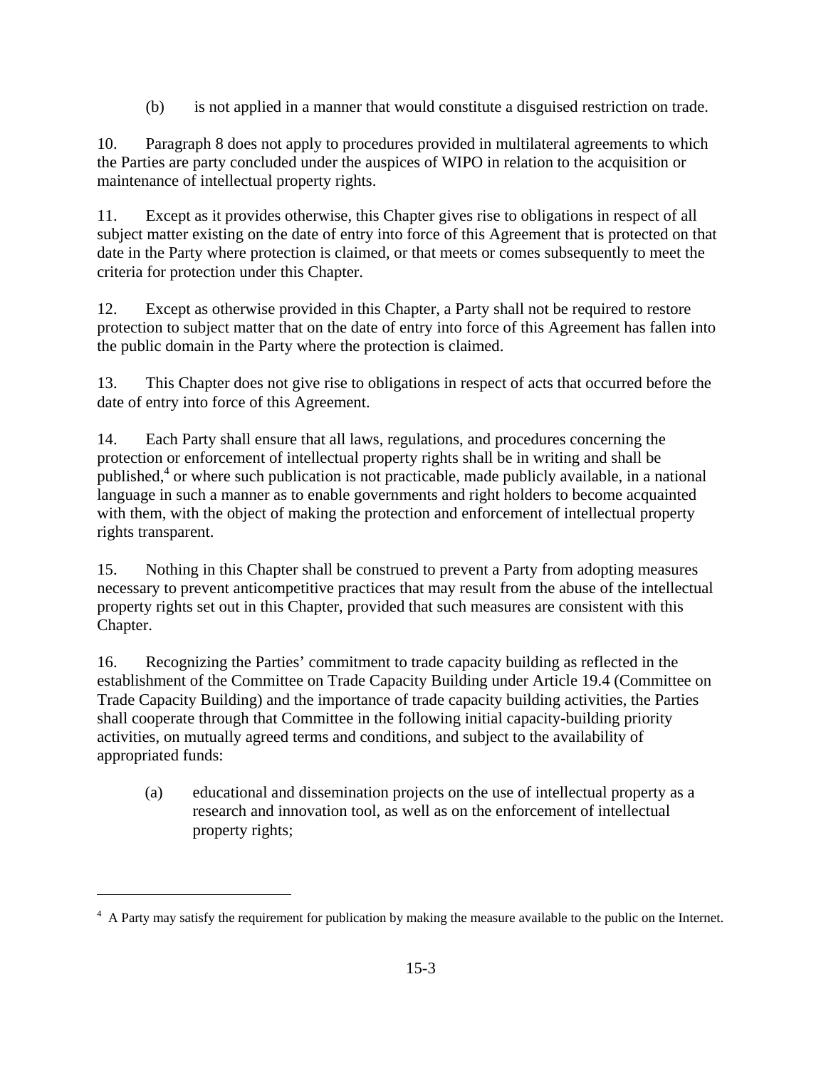(b) is not applied in a manner that would constitute a disguised restriction on trade.

10. Paragraph 8 does not apply to procedures provided in multilateral agreements to which the Parties are party concluded under the auspices of WIPO in relation to the acquisition or maintenance of intellectual property rights.

11. Except as it provides otherwise, this Chapter gives rise to obligations in respect of all subject matter existing on the date of entry into force of this Agreement that is protected on that date in the Party where protection is claimed, or that meets or comes subsequently to meet the criteria for protection under this Chapter.

12. Except as otherwise provided in this Chapter, a Party shall not be required to restore protection to subject matter that on the date of entry into force of this Agreement has fallen into the public domain in the Party where the protection is claimed.

13. This Chapter does not give rise to obligations in respect of acts that occurred before the date of entry into force of this Agreement.

14. Each Party shall ensure that all laws, regulations, and procedures concerning the protection or enforcement of intellectual property rights shall be in writing and shall be published,[4] or where such publication is not practicable, made publicly available, in a national language in such a manner as to enable governments and right holders to become acquainted with them, with the object of making the protection and enforcement of intellectual property rights transparent.

15. Nothing in this Chapter shall be construed to prevent a Party from adopting measures necessary to prevent anticompetitive practices that may result from the abuse of the intellectual property rights set out in this Chapter, provided that such measures are consistent with this Chapter.

16. Recognizing the Parties' commitment to trade capacity building as reflected in the establishment of the Committee on Trade Capacity Building under Article 19.4 (Committee on Trade Capacity Building) and the importance of trade capacity building activities, the Parties shall cooperate through that Committee in the following initial capacity-building priority activities, on mutually agreed terms and conditions, and subject to the availability of appropriated funds:

(a) educational and dissemination projects on the use of intellectual property as a research and innovation tool, as well as on the enforcement of intellectual property rights;

---

[4] A Party may satisfy the requirement for publication by making the measure available to the public on the Internet.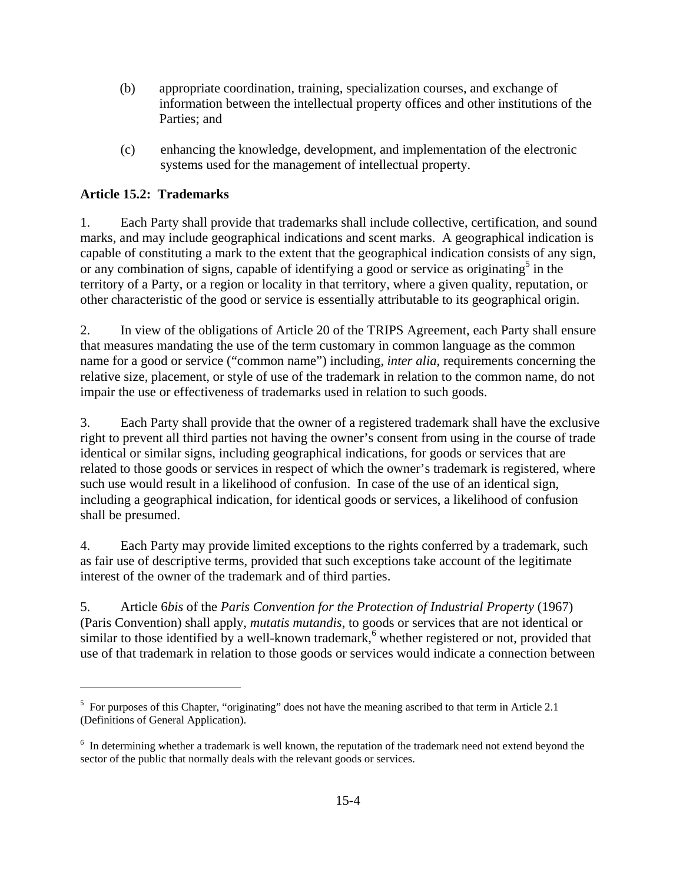(b) appropriate coordination, training, specialization courses, and exchange of information between the intellectual property offices and other institutions of the Parties; and

(c) enhancing the knowledge, development, and implementation of the electronic systems used for the management of intellectual property.

**Article 15.2: Trademarks**

1. Each Party shall provide that trademarks shall include collective, certification, and sound marks, and may include geographical indications and scent marks. A geographical indication is capable of constituting a mark to the extent that the geographical indication consists of any sign, or any combination of signs, capable of identifying a good or service as originating[5] in the territory of a Party, or a region or locality in that territory, where a given quality, reputation, or other characteristic of the good or service is essentially attributable to its geographical origin.

2. In view of the obligations of Article 20 of the TRIPS Agreement, each Party shall ensure that measures mandating the use of the term customary in common language as the common name for a good or service ("common name") including, *inter alia*, requirements concerning the relative size, placement, or style of use of the trademark in relation to the common name, do not impair the use or effectiveness of trademarks used in relation to such goods.

3. Each Party shall provide that the owner of a registered trademark shall have the exclusive right to prevent all third parties not having the owner's consent from using in the course of trade identical or similar signs, including geographical indications, for goods or services that are related to those goods or services in respect of which the owner's trademark is registered, where such use would result in a likelihood of confusion. In case of the use of an identical sign, including a geographical indication, for identical goods or services, a likelihood of confusion shall be presumed.

4. Each Party may provide limited exceptions to the rights conferred by a trademark, such as fair use of descriptive terms, provided that such exceptions take account of the legitimate interest of the owner of the trademark and of third parties.

5. Article 6*bis* of the *Paris Convention for the Protection of Industrial Property* (1967) (Paris Convention) shall apply, *mutatis mutandis*, to goods or services that are not identical or similar to those identified by a well-known trademark,[6] whether registered or not, provided that use of that trademark in relation to those goods or services would indicate a connection between

[5] For purposes of this Chapter, "originating" does not have the meaning ascribed to that term in Article 2.1 (Definitions of General Application).

[6] In determining whether a trademark is well known, the reputation of the trademark need not extend beyond the sector of the public that normally deals with the relevant goods or services.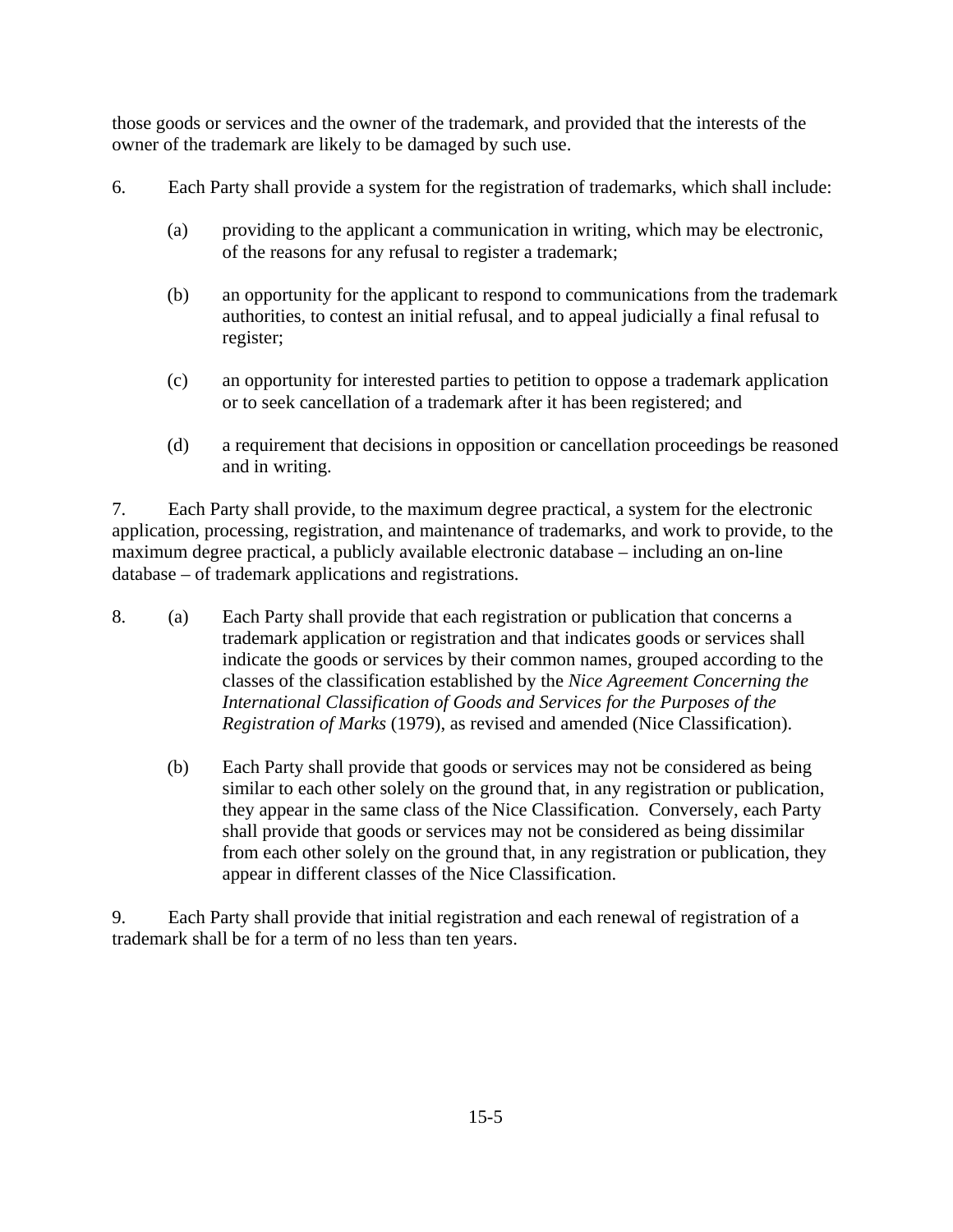those goods or services and the owner of the trademark, and provided that the interests of the owner of the trademark are likely to be damaged by such use.

6. Each Party shall provide a system for the registration of trademarks, which shall include:

   (a) providing to the applicant a communication in writing, which may be electronic, of the reasons for any refusal to register a trademark;

   (b) an opportunity for the applicant to respond to communications from the trademark authorities, to contest an initial refusal, and to appeal judicially a final refusal to register;

   (c) an opportunity for interested parties to petition to oppose a trademark application or to seek cancellation of a trademark after it has been registered; and

   (d) a requirement that decisions in opposition or cancellation proceedings be reasoned and in writing.

7. Each Party shall provide, to the maximum degree practical, a system for the electronic application, processing, registration, and maintenance of trademarks, and work to provide, to the maximum degree practical, a publicly available electronic database – including an on-line database – of trademark applications and registrations.

8. (a) Each Party shall provide that each registration or publication that concerns a trademark application or registration and that indicates goods or services shall indicate the goods or services by their common names, grouped according to the classes of the classification established by the *Nice Agreement Concerning the International Classification of Goods and Services for the Purposes of the Registration of Marks* (1979), as revised and amended (Nice Classification).

   (b) Each Party shall provide that goods or services may not be considered as being similar to each other solely on the ground that, in any registration or publication, they appear in the same class of the Nice Classification. Conversely, each Party shall provide that goods or services may not be considered as being dissimilar from each other solely on the ground that, in any registration or publication, they appear in different classes of the Nice Classification.

9. Each Party shall provide that initial registration and each renewal of registration of a trademark shall be for a term of no less than ten years.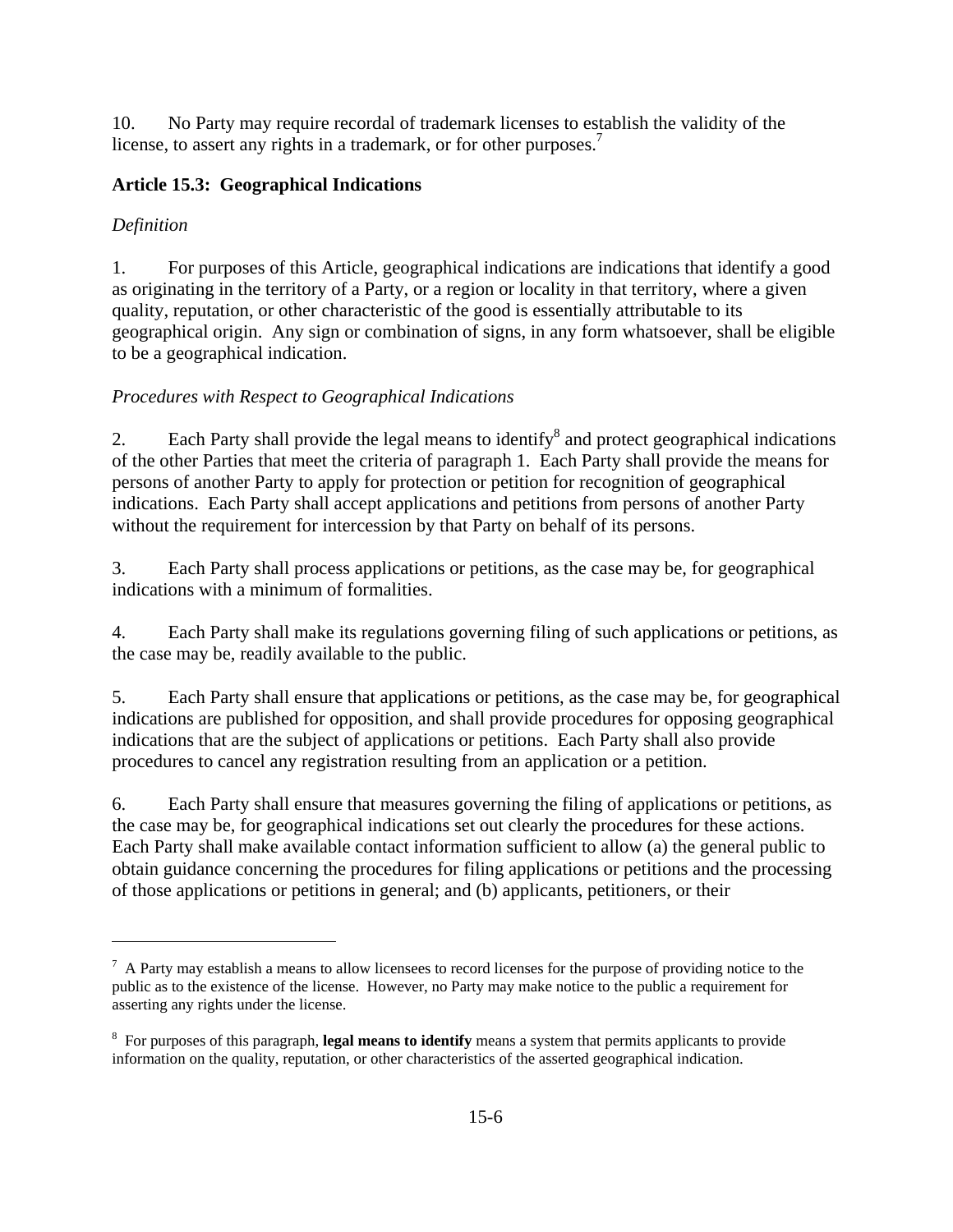10. No Party may require recordal of trademark licenses to establish the validity of the license, to assert any rights in a trademark, or for other purposes.[7]

### Article 15.3: Geographical Indications

*Definition*

1. For purposes of this Article, geographical indications are indications that identify a good as originating in the territory of a Party, or a region or locality in that territory, where a given quality, reputation, or other characteristic of the good is essentially attributable to its geographical origin. Any sign or combination of signs, in any form whatsoever, shall be eligible to be a geographical indication.

*Procedures with Respect to Geographical Indications*

2. Each Party shall provide the legal means to identify[8] and protect geographical indications of the other Parties that meet the criteria of paragraph 1. Each Party shall provide the means for persons of another Party to apply for protection or petition for recognition of geographical indications. Each Party shall accept applications and petitions from persons of another Party without the requirement for intercession by that Party on behalf of its persons.

3. Each Party shall process applications or petitions, as the case may be, for geographical indications with a minimum of formalities.

4. Each Party shall make its regulations governing filing of such applications or petitions, as the case may be, readily available to the public.

5. Each Party shall ensure that applications or petitions, as the case may be, for geographical indications are published for opposition, and shall provide procedures for opposing geographical indications that are the subject of applications or petitions. Each Party shall also provide procedures to cancel any registration resulting from an application or a petition.

6. Each Party shall ensure that measures governing the filing of applications or petitions, as the case may be, for geographical indications set out clearly the procedures for these actions. Each Party shall make available contact information sufficient to allow (a) the general public to obtain guidance concerning the procedures for filing applications or petitions and the processing of those applications or petitions in general; and (b) applicants, petitioners, or their

---

[7] A Party may establish a means to allow licensees to record licenses for the purpose of providing notice to the public as to the existence of the license. However, no Party may make notice to the public a requirement for asserting any rights under the license.

[8] For purposes of this paragraph, **legal means to identify** means a system that permits applicants to provide information on the quality, reputation, or other characteristics of the asserted geographical indication.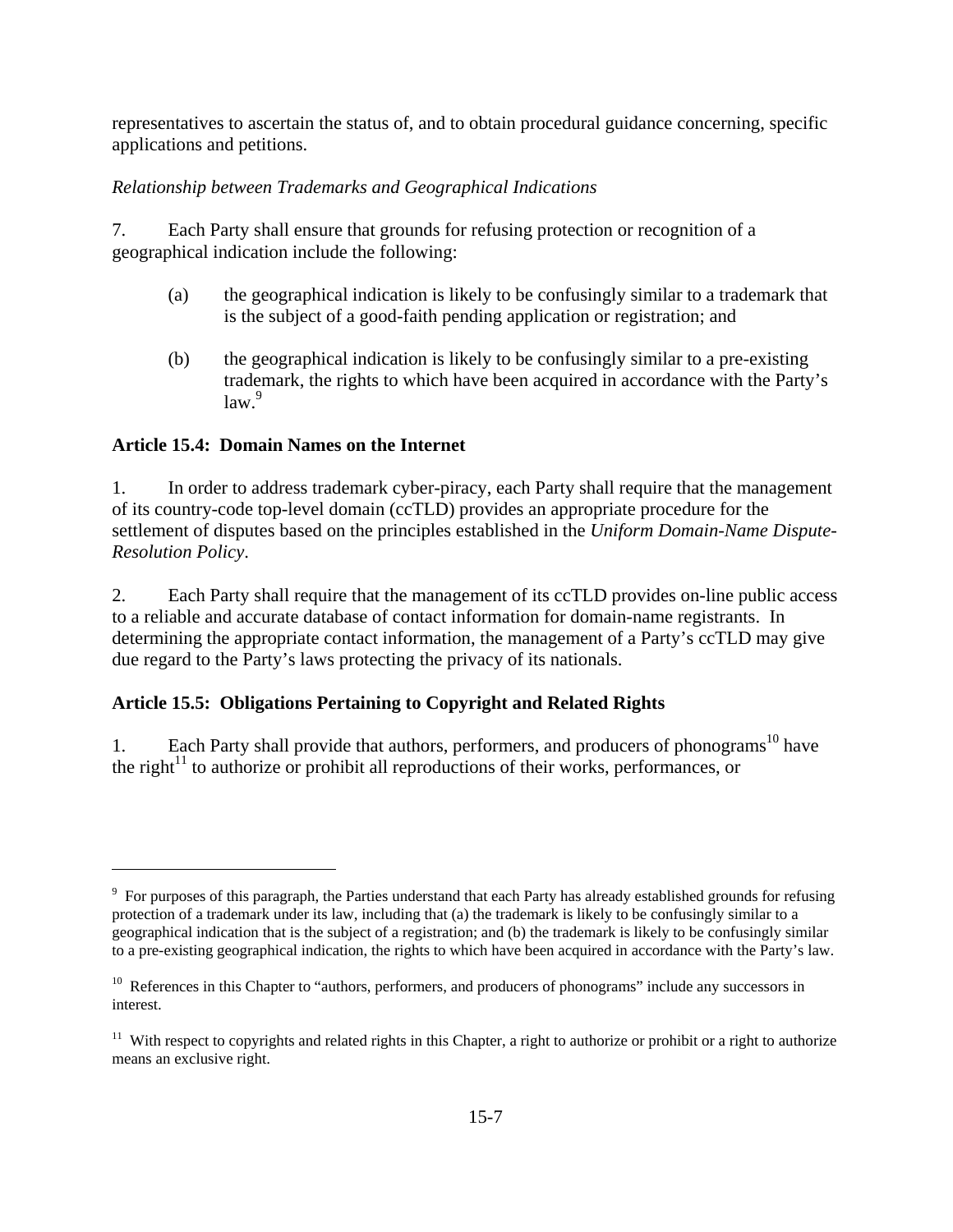representatives to ascertain the status of, and to obtain procedural guidance concerning, specific applications and petitions.

*Relationship between Trademarks and Geographical Indications*

7. Each Party shall ensure that grounds for refusing protection or recognition of a geographical indication include the following:

(a) the geographical indication is likely to be confusingly similar to a trademark that is the subject of a good-faith pending application or registration; and

(b) the geographical indication is likely to be confusingly similar to a pre-existing trademark, the rights to which have been acquired in accordance with the Party's law.[9]

**Article 15.4: Domain Names on the Internet**

1. In order to address trademark cyber-piracy, each Party shall require that the management of its country-code top-level domain (ccTLD) provides an appropriate procedure for the settlement of disputes based on the principles established in the *Uniform Domain-Name Dispute-Resolution Policy*.

2. Each Party shall require that the management of its ccTLD provides on-line public access to a reliable and accurate database of contact information for domain-name registrants. In determining the appropriate contact information, the management of a Party's ccTLD may give due regard to the Party's laws protecting the privacy of its nationals.

**Article 15.5: Obligations Pertaining to Copyright and Related Rights**

1. Each Party shall provide that authors, performers, and producers of phonograms[10] have the right[11] to authorize or prohibit all reproductions of their works, performances, or

---

[9] For purposes of this paragraph, the Parties understand that each Party has already established grounds for refusing protection of a trademark under its law, including that (a) the trademark is likely to be confusingly similar to a geographical indication that is the subject of a registration; and (b) the trademark is likely to be confusingly similar to a pre-existing geographical indication, the rights to which have been acquired in accordance with the Party's law.

[10] References in this Chapter to "authors, performers, and producers of phonograms" include any successors in interest.

[11] With respect to copyrights and related rights in this Chapter, a right to authorize or prohibit or a right to authorize means an exclusive right.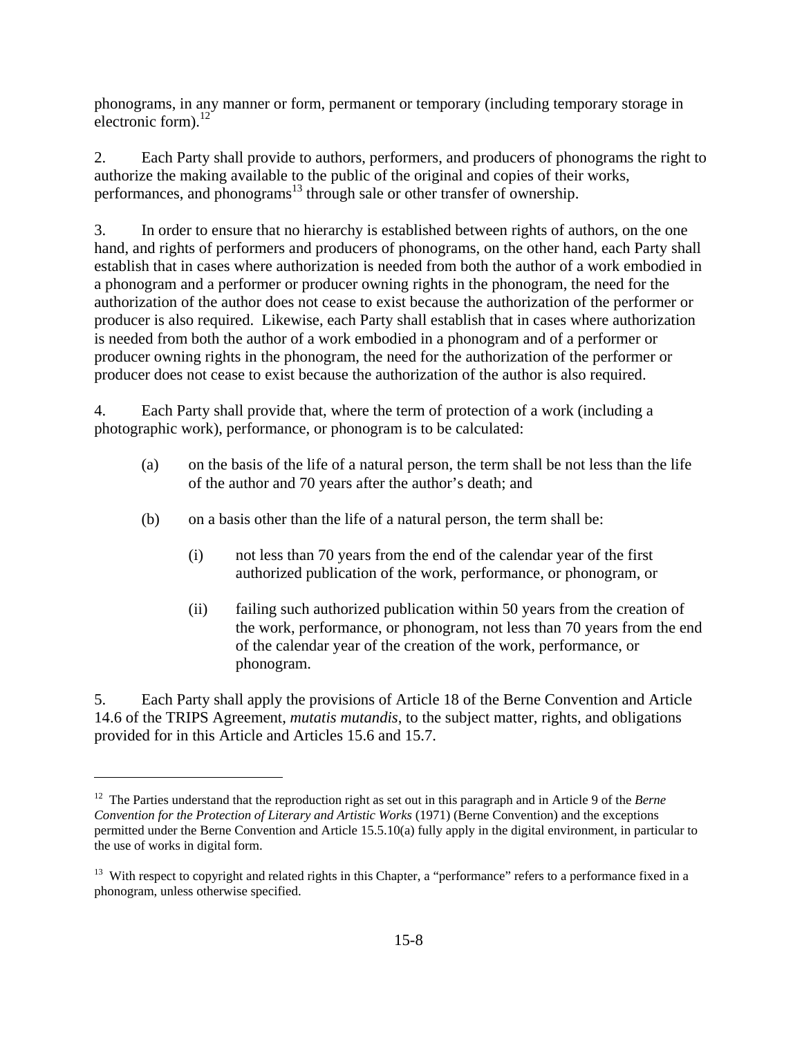phonograms, in any manner or form, permanent or temporary (including temporary storage in electronic form).[12]

2. Each Party shall provide to authors, performers, and producers of phonograms the right to authorize the making available to the public of the original and copies of their works, performances, and phonograms[13] through sale or other transfer of ownership.

3. In order to ensure that no hierarchy is established between rights of authors, on the one hand, and rights of performers and producers of phonograms, on the other hand, each Party shall establish that in cases where authorization is needed from both the author of a work embodied in a phonogram and a performer or producer owning rights in the phonogram, the need for the authorization of the author does not cease to exist because the authorization of the performer or producer is also required. Likewise, each Party shall establish that in cases where authorization is needed from both the author of a work embodied in a phonogram and of a performer or producer owning rights in the phonogram, the need for the authorization of the performer or producer does not cease to exist because the authorization of the author is also required.

4. Each Party shall provide that, where the term of protection of a work (including a photographic work), performance, or phonogram is to be calculated:

(a) on the basis of the life of a natural person, the term shall be not less than the life of the author and 70 years after the author's death; and

(b) on a basis other than the life of a natural person, the term shall be:

(i) not less than 70 years from the end of the calendar year of the first authorized publication of the work, performance, or phonogram, or

(ii) failing such authorized publication within 50 years from the creation of the work, performance, or phonogram, not less than 70 years from the end of the calendar year of the creation of the work, performance, or phonogram.

5. Each Party shall apply the provisions of Article 18 of the Berne Convention and Article 14.6 of the TRIPS Agreement, *mutatis mutandis*, to the subject matter, rights, and obligations provided for in this Article and Articles 15.6 and 15.7.

---

[12] The Parties understand that the reproduction right as set out in this paragraph and in Article 9 of the *Berne Convention for the Protection of Literary and Artistic Works* (1971) (Berne Convention) and the exceptions permitted under the Berne Convention and Article 15.5.10(a) fully apply in the digital environment, in particular to the use of works in digital form.

[13] With respect to copyright and related rights in this Chapter, a "performance" refers to a performance fixed in a phonogram, unless otherwise specified.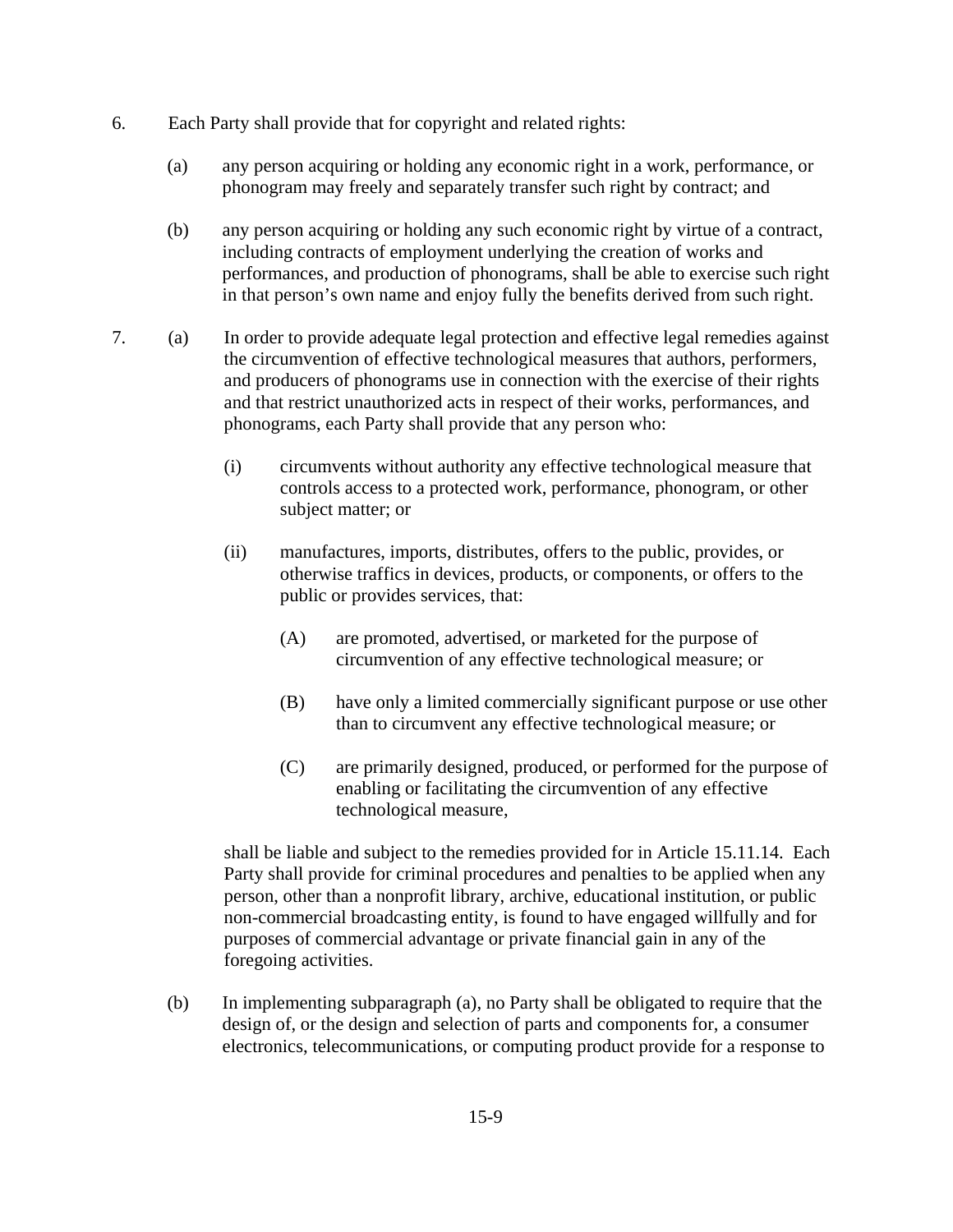6. Each Party shall provide that for copyright and related rights:

   (a) any person acquiring or holding any economic right in a work, performance, or phonogram may freely and separately transfer such right by contract; and

   (b) any person acquiring or holding any such economic right by virtue of a contract, including contracts of employment underlying the creation of works and performances, and production of phonograms, shall be able to exercise such right in that person's own name and enjoy fully the benefits derived from such right.

7. (a) In order to provide adequate legal protection and effective legal remedies against the circumvention of effective technological measures that authors, performers, and producers of phonograms use in connection with the exercise of their rights and that restrict unauthorized acts in respect of their works, performances, and phonograms, each Party shall provide that any person who:

   (i) circumvents without authority any effective technological measure that controls access to a protected work, performance, phonogram, or other subject matter; or

   (ii) manufactures, imports, distributes, offers to the public, provides, or otherwise traffics in devices, products, or components, or offers to the public or provides services, that:

      (A) are promoted, advertised, or marketed for the purpose of circumvention of any effective technological measure; or

      (B) have only a limited commercially significant purpose or use other than to circumvent any effective technological measure; or

      (C) are primarily designed, produced, or performed for the purpose of enabling or facilitating the circumvention of any effective technological measure,

   shall be liable and subject to the remedies provided for in Article 15.11.14. Each Party shall provide for criminal procedures and penalties to be applied when any person, other than a nonprofit library, archive, educational institution, or public non-commercial broadcasting entity, is found to have engaged willfully and for purposes of commercial advantage or private financial gain in any of the foregoing activities.

   (b) In implementing subparagraph (a), no Party shall be obligated to require that the design of, or the design and selection of parts and components for, a consumer electronics, telecommunications, or computing product provide for a response to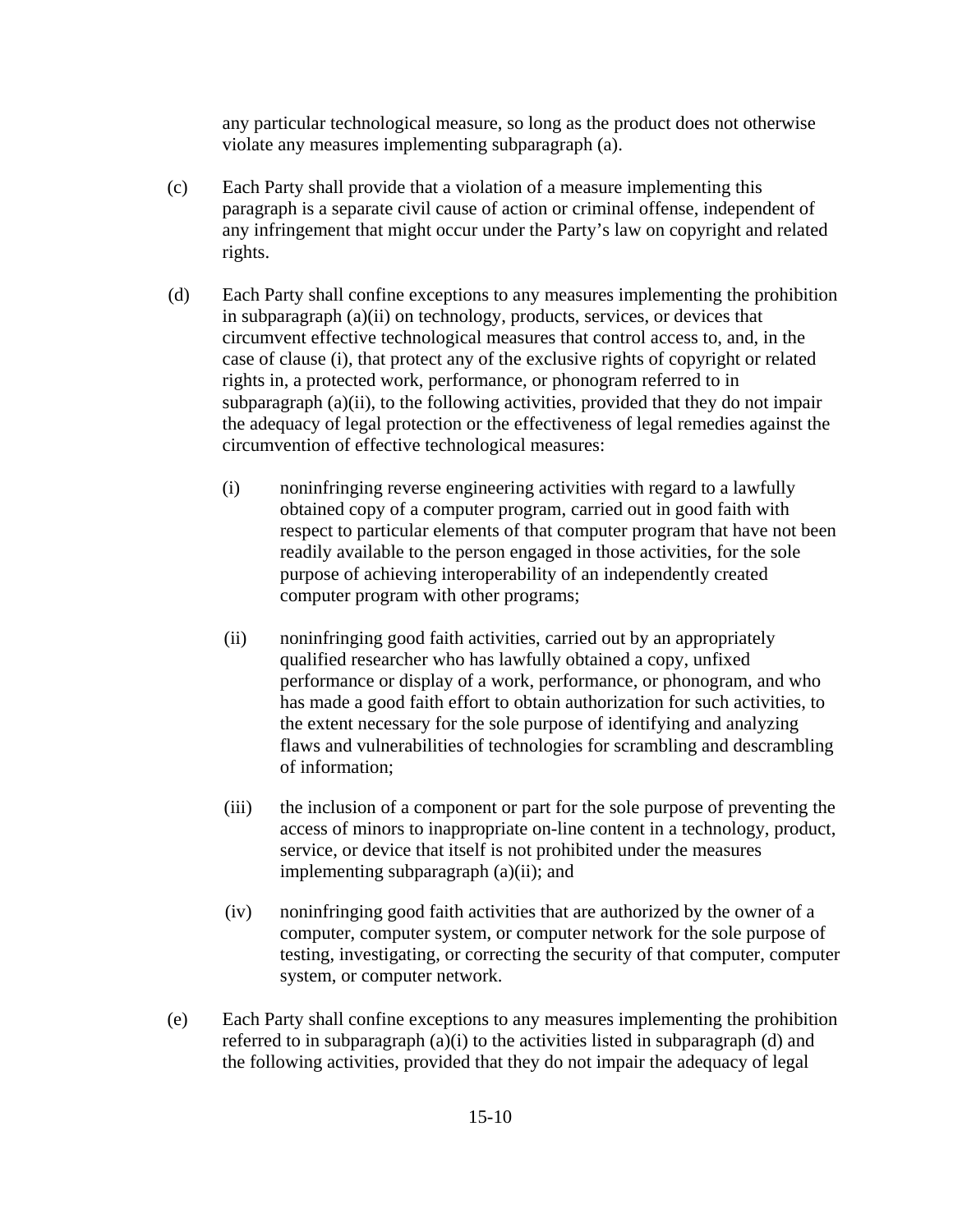any particular technological measure, so long as the product does not otherwise violate any measures implementing subparagraph (a).

(c) Each Party shall provide that a violation of a measure implementing this paragraph is a separate civil cause of action or criminal offense, independent of any infringement that might occur under the Party's law on copyright and related rights.

(d) Each Party shall confine exceptions to any measures implementing the prohibition in subparagraph (a)(ii) on technology, products, services, or devices that circumvent effective technological measures that control access to, and, in the case of clause (i), that protect any of the exclusive rights of copyright or related rights in, a protected work, performance, or phonogram referred to in subparagraph (a)(ii), to the following activities, provided that they do not impair the adequacy of legal protection or the effectiveness of legal remedies against the circumvention of effective technological measures:

   (i) noninfringing reverse engineering activities with regard to a lawfully obtained copy of a computer program, carried out in good faith with respect to particular elements of that computer program that have not been readily available to the person engaged in those activities, for the sole purpose of achieving interoperability of an independently created computer program with other programs;

   (ii) noninfringing good faith activities, carried out by an appropriately qualified researcher who has lawfully obtained a copy, unfixed performance or display of a work, performance, or phonogram, and who has made a good faith effort to obtain authorization for such activities, to the extent necessary for the sole purpose of identifying and analyzing flaws and vulnerabilities of technologies for scrambling and descrambling of information;

   (iii) the inclusion of a component or part for the sole purpose of preventing the access of minors to inappropriate on-line content in a technology, product, service, or device that itself is not prohibited under the measures implementing subparagraph (a)(ii); and

   (iv) noninfringing good faith activities that are authorized by the owner of a computer, computer system, or computer network for the sole purpose of testing, investigating, or correcting the security of that computer, computer system, or computer network.

(e) Each Party shall confine exceptions to any measures implementing the prohibition referred to in subparagraph (a)(i) to the activities listed in subparagraph (d) and the following activities, provided that they do not impair the adequacy of legal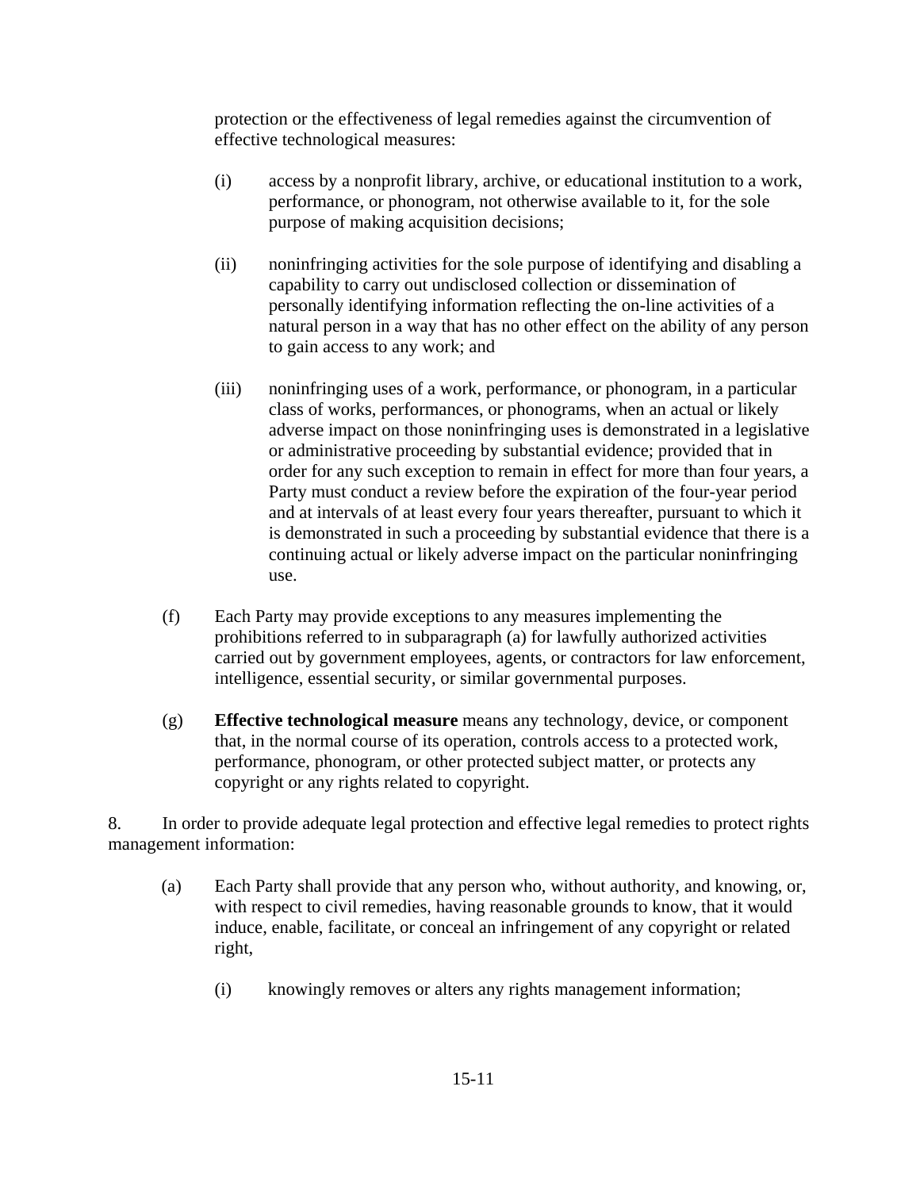protection or the effectiveness of legal remedies against the circumvention of effective technological measures:

(i) access by a nonprofit library, archive, or educational institution to a work, performance, or phonogram, not otherwise available to it, for the sole purpose of making acquisition decisions;

(ii) noninfringing activities for the sole purpose of identifying and disabling a capability to carry out undisclosed collection or dissemination of personally identifying information reflecting the on-line activities of a natural person in a way that has no other effect on the ability of any person to gain access to any work; and

(iii) noninfringing uses of a work, performance, or phonogram, in a particular class of works, performances, or phonograms, when an actual or likely adverse impact on those noninfringing uses is demonstrated in a legislative or administrative proceeding by substantial evidence; provided that in order for any such exception to remain in effect for more than four years, a Party must conduct a review before the expiration of the four-year period and at intervals of at least every four years thereafter, pursuant to which it is demonstrated in such a proceeding by substantial evidence that there is a continuing actual or likely adverse impact on the particular noninfringing use.

(f) Each Party may provide exceptions to any measures implementing the prohibitions referred to in subparagraph (a) for lawfully authorized activities carried out by government employees, agents, or contractors for law enforcement, intelligence, essential security, or similar governmental purposes.

(g) **Effective technological measure** means any technology, device, or component that, in the normal course of its operation, controls access to a protected work, performance, phonogram, or other protected subject matter, or protects any copyright or any rights related to copyright.

8. In order to provide adequate legal protection and effective legal remedies to protect rights management information:

(a) Each Party shall provide that any person who, without authority, and knowing, or, with respect to civil remedies, having reasonable grounds to know, that it would induce, enable, facilitate, or conceal an infringement of any copyright or related right,

(i) knowingly removes or alters any rights management information;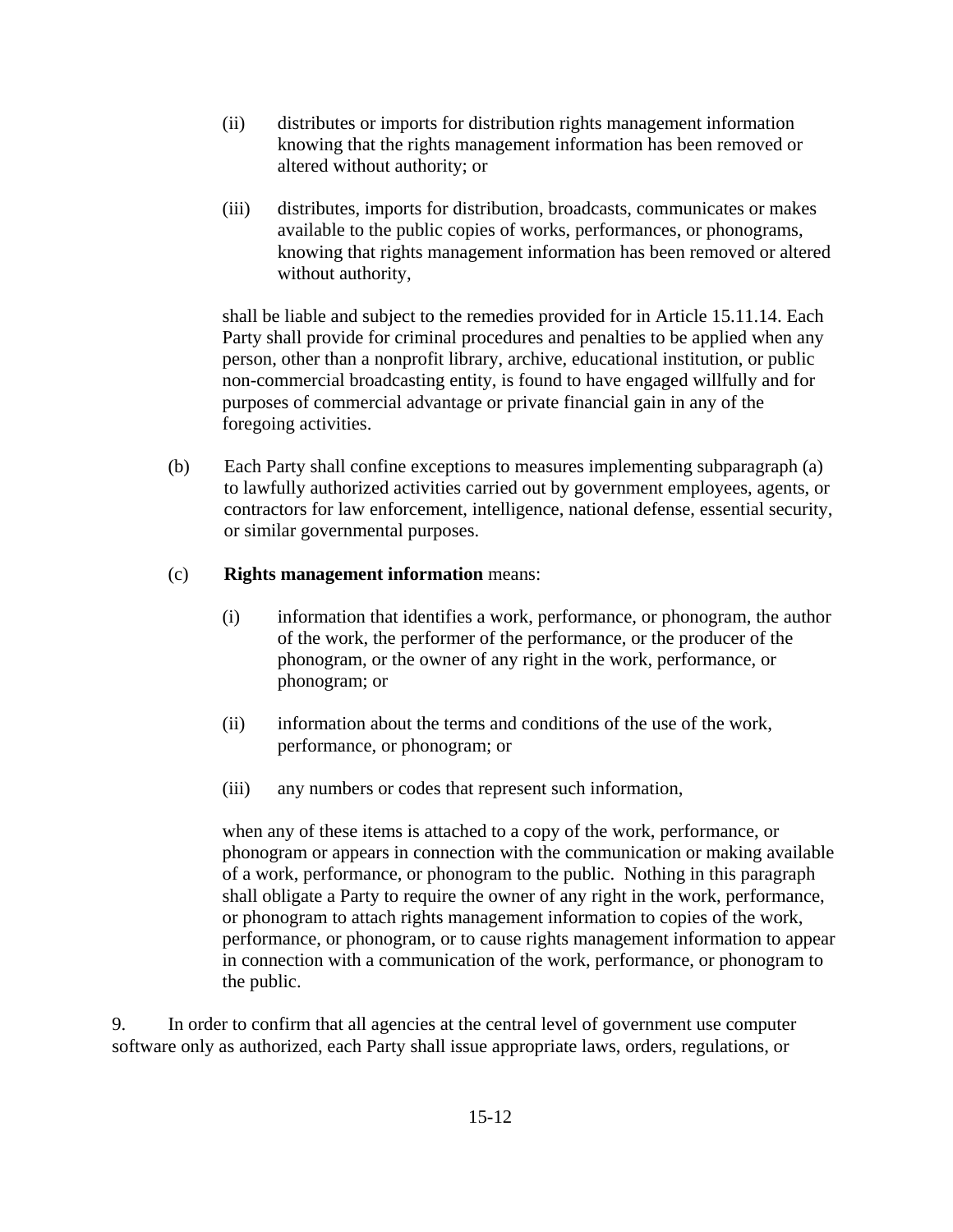(ii) distributes or imports for distribution rights management information knowing that the rights management information has been removed or altered without authority; or

(iii) distributes, imports for distribution, broadcasts, communicates or makes available to the public copies of works, performances, or phonograms, knowing that rights management information has been removed or altered without authority,

shall be liable and subject to the remedies provided for in Article 15.11.14. Each Party shall provide for criminal procedures and penalties to be applied when any person, other than a nonprofit library, archive, educational institution, or public non-commercial broadcasting entity, is found to have engaged willfully and for purposes of commercial advantage or private financial gain in any of the foregoing activities.

(b) Each Party shall confine exceptions to measures implementing subparagraph (a) to lawfully authorized activities carried out by government employees, agents, or contractors for law enforcement, intelligence, national defense, essential security, or similar governmental purposes.

(c) **Rights management information** means:

(i) information that identifies a work, performance, or phonogram, the author of the work, the performer of the performance, or the producer of the phonogram, or the owner of any right in the work, performance, or phonogram; or

(ii) information about the terms and conditions of the use of the work, performance, or phonogram; or

(iii) any numbers or codes that represent such information,

when any of these items is attached to a copy of the work, performance, or phonogram or appears in connection with the communication or making available of a work, performance, or phonogram to the public. Nothing in this paragraph shall obligate a Party to require the owner of any right in the work, performance, or phonogram to attach rights management information to copies of the work, performance, or phonogram, or to cause rights management information to appear in connection with a communication of the work, performance, or phonogram to the public.

9. In order to confirm that all agencies at the central level of government use computer software only as authorized, each Party shall issue appropriate laws, orders, regulations, or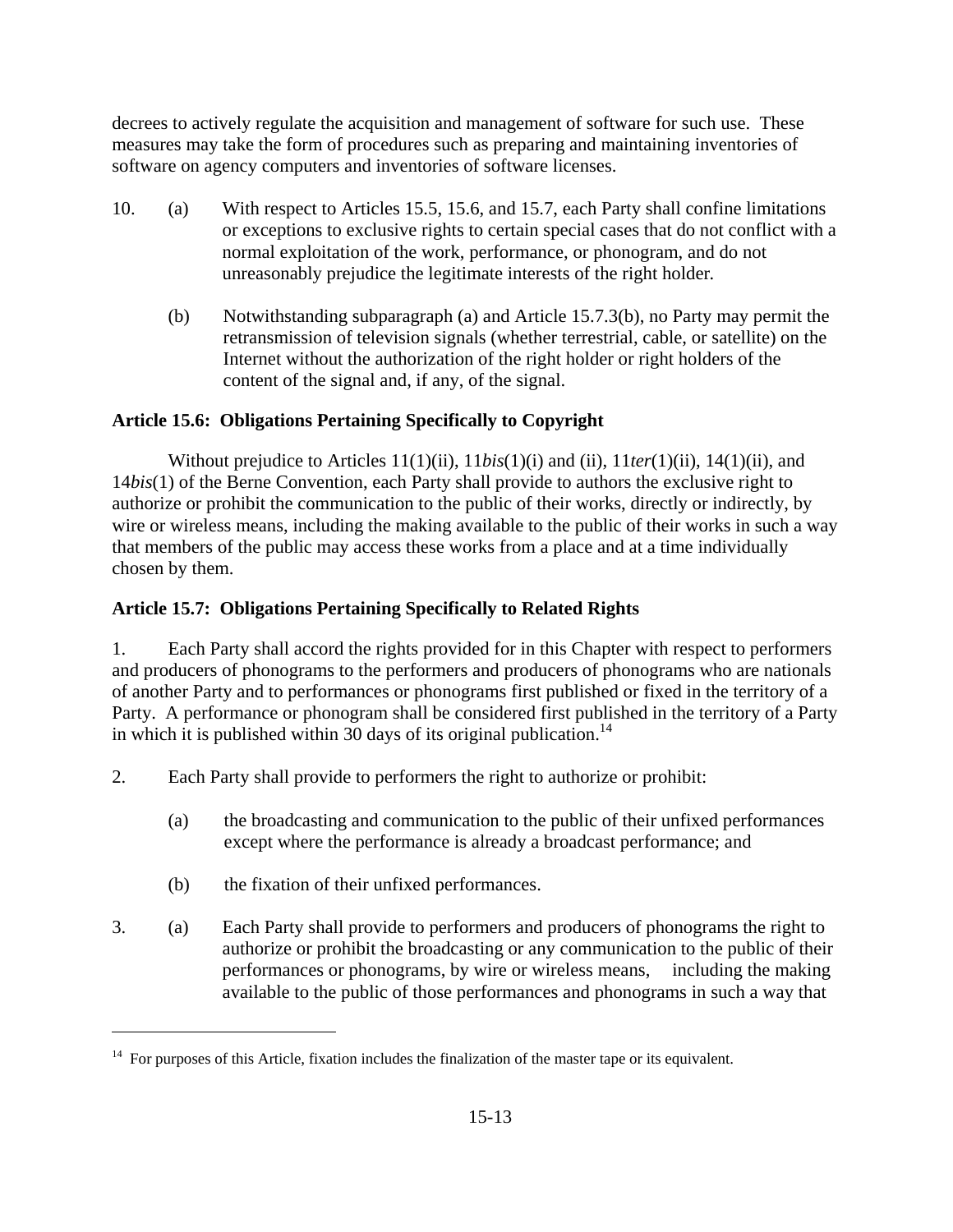decrees to actively regulate the acquisition and management of software for such use. These measures may take the form of procedures such as preparing and maintaining inventories of software on agency computers and inventories of software licenses.

10. (a) With respect to Articles 15.5, 15.6, and 15.7, each Party shall confine limitations or exceptions to exclusive rights to certain special cases that do not conflict with a normal exploitation of the work, performance, or phonogram, and do not unreasonably prejudice the legitimate interests of the right holder.

    (b) Notwithstanding subparagraph (a) and Article 15.7.3(b), no Party may permit the retransmission of television signals (whether terrestrial, cable, or satellite) on the Internet without the authorization of the right holder or right holders of the content of the signal and, if any, of the signal.

**Article 15.6: Obligations Pertaining Specifically to Copyright**

Without prejudice to Articles 11(1)(ii), 11*bis*(1)(i) and (ii), 11*ter*(1)(ii), 14(1)(ii), and 14*bis*(1) of the Berne Convention, each Party shall provide to authors the exclusive right to authorize or prohibit the communication to the public of their works, directly or indirectly, by wire or wireless means, including the making available to the public of their works in such a way that members of the public may access these works from a place and at a time individually chosen by them.

**Article 15.7: Obligations Pertaining Specifically to Related Rights**

1. Each Party shall accord the rights provided for in this Chapter with respect to performers and producers of phonograms to the performers and producers of phonograms who are nationals of another Party and to performances or phonograms first published or fixed in the territory of a Party. A performance or phonogram shall be considered first published in the territory of a Party in which it is published within 30 days of its original publication.[14]

2. Each Party shall provide to performers the right to authorize or prohibit:

    (a) the broadcasting and communication to the public of their unfixed performances except where the performance is already a broadcast performance; and

    (b) the fixation of their unfixed performances.

3. (a) Each Party shall provide to performers and producers of phonograms the right to authorize or prohibit the broadcasting or any communication to the public of their performances or phonograms, by wire or wireless means, including the making available to the public of those performances and phonograms in such a way that

[14] For purposes of this Article, fixation includes the finalization of the master tape or its equivalent.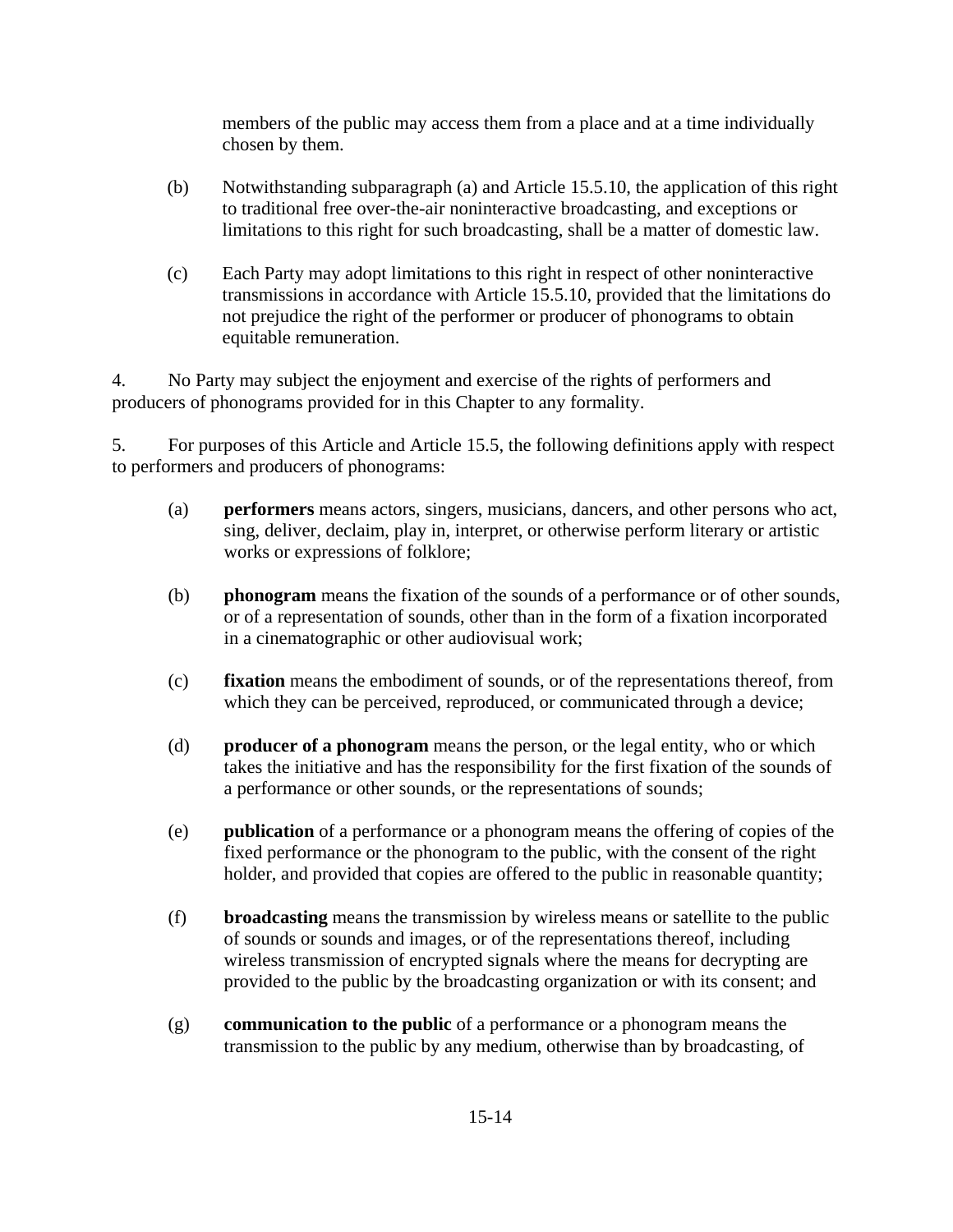members of the public may access them from a place and at a time individually chosen by them.

(b) Notwithstanding subparagraph (a) and Article 15.5.10, the application of this right to traditional free over-the-air noninteractive broadcasting, and exceptions or limitations to this right for such broadcasting, shall be a matter of domestic law.

(c) Each Party may adopt limitations to this right in respect of other noninteractive transmissions in accordance with Article 15.5.10, provided that the limitations do not prejudice the right of the performer or producer of phonograms to obtain equitable remuneration.

4. No Party may subject the enjoyment and exercise of the rights of performers and producers of phonograms provided for in this Chapter to any formality.

5. For purposes of this Article and Article 15.5, the following definitions apply with respect to performers and producers of phonograms:

(a) **performers** means actors, singers, musicians, dancers, and other persons who act, sing, deliver, declaim, play in, interpret, or otherwise perform literary or artistic works or expressions of folklore;

(b) **phonogram** means the fixation of the sounds of a performance or of other sounds, or of a representation of sounds, other than in the form of a fixation incorporated in a cinematographic or other audiovisual work;

(c) **fixation** means the embodiment of sounds, or of the representations thereof, from which they can be perceived, reproduced, or communicated through a device;

(d) **producer of a phonogram** means the person, or the legal entity, who or which takes the initiative and has the responsibility for the first fixation of the sounds of a performance or other sounds, or the representations of sounds;

(e) **publication** of a performance or a phonogram means the offering of copies of the fixed performance or the phonogram to the public, with the consent of the right holder, and provided that copies are offered to the public in reasonable quantity;

(f) **broadcasting** means the transmission by wireless means or satellite to the public of sounds or sounds and images, or of the representations thereof, including wireless transmission of encrypted signals where the means for decrypting are provided to the public by the broadcasting organization or with its consent; and

(g) **communication to the public** of a performance or a phonogram means the transmission to the public by any medium, otherwise than by broadcasting, of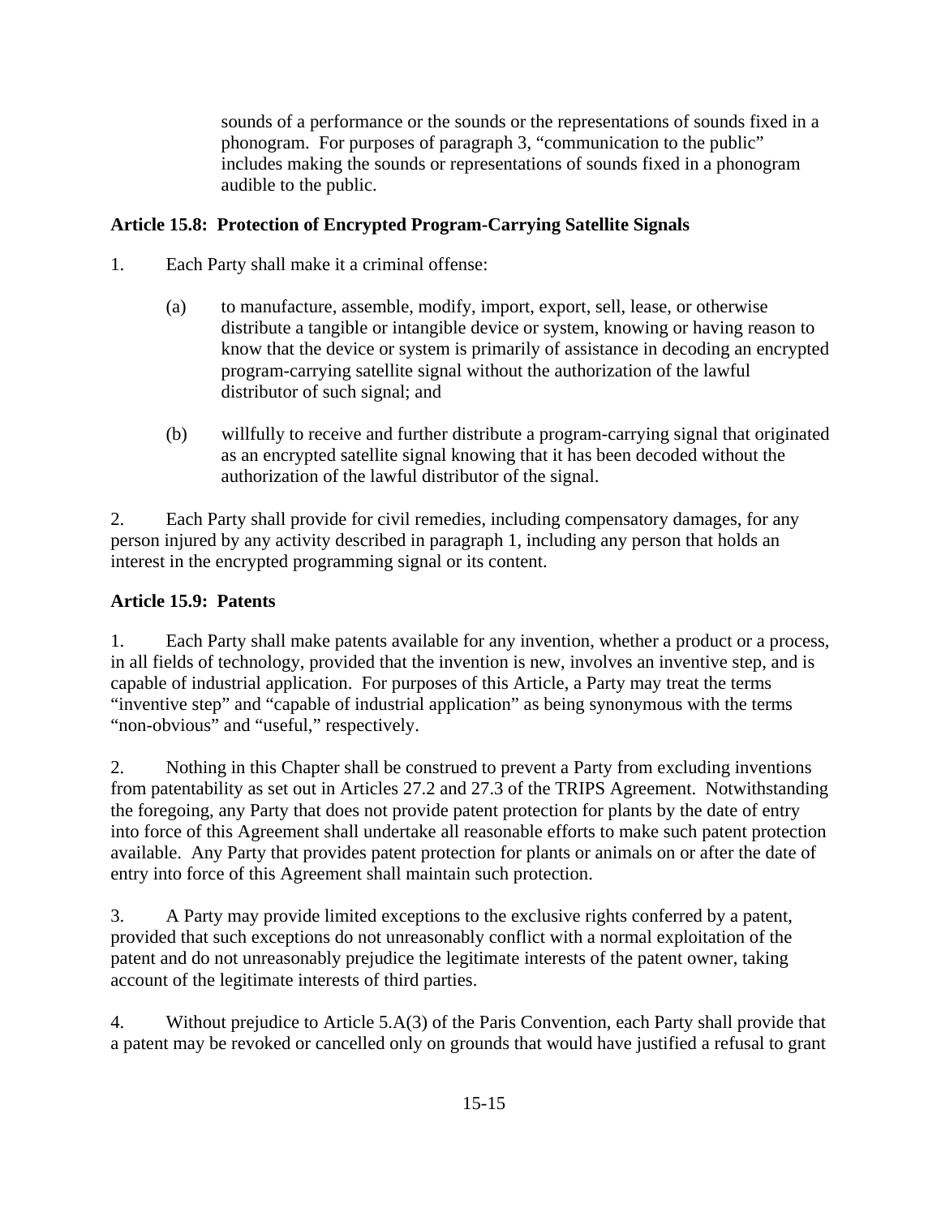sounds of a performance or the sounds or the representations of sounds fixed in a phonogram. For purposes of paragraph 3, "communication to the public" includes making the sounds or representations of sounds fixed in a phonogram audible to the public.

**Article 15.8: Protection of Encrypted Program-Carrying Satellite Signals**

1. Each Party shall make it a criminal offense:

   (a) to manufacture, assemble, modify, import, export, sell, lease, or otherwise distribute a tangible or intangible device or system, knowing or having reason to know that the device or system is primarily of assistance in decoding an encrypted program-carrying satellite signal without the authorization of the lawful distributor of such signal; and

   (b) willfully to receive and further distribute a program-carrying signal that originated as an encrypted satellite signal knowing that it has been decoded without the authorization of the lawful distributor of the signal.

2. Each Party shall provide for civil remedies, including compensatory damages, for any person injured by any activity described in paragraph 1, including any person that holds an interest in the encrypted programming signal or its content.

**Article 15.9: Patents**

1. Each Party shall make patents available for any invention, whether a product or a process, in all fields of technology, provided that the invention is new, involves an inventive step, and is capable of industrial application. For purposes of this Article, a Party may treat the terms "inventive step" and "capable of industrial application" as being synonymous with the terms "non-obvious" and "useful," respectively.

2. Nothing in this Chapter shall be construed to prevent a Party from excluding inventions from patentability as set out in Articles 27.2 and 27.3 of the TRIPS Agreement. Notwithstanding the foregoing, any Party that does not provide patent protection for plants by the date of entry into force of this Agreement shall undertake all reasonable efforts to make such patent protection available. Any Party that provides patent protection for plants or animals on or after the date of entry into force of this Agreement shall maintain such protection.

3. A Party may provide limited exceptions to the exclusive rights conferred by a patent, provided that such exceptions do not unreasonably conflict with a normal exploitation of the patent and do not unreasonably prejudice the legitimate interests of the patent owner, taking account of the legitimate interests of third parties.

4. Without prejudice to Article 5.A(3) of the Paris Convention, each Party shall provide that a patent may be revoked or cancelled only on grounds that would have justified a refusal to grant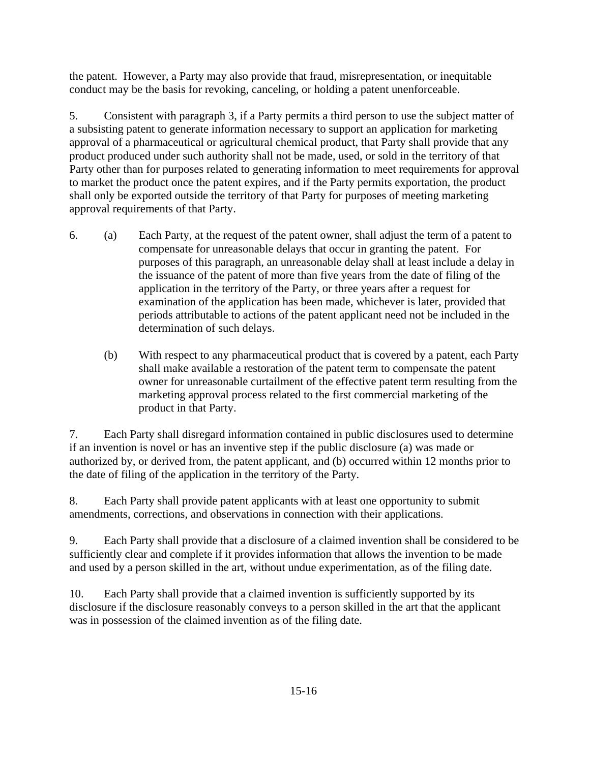the patent. However, a Party may also provide that fraud, misrepresentation, or inequitable conduct may be the basis for revoking, canceling, or holding a patent unenforceable.

5. Consistent with paragraph 3, if a Party permits a third person to use the subject matter of a subsisting patent to generate information necessary to support an application for marketing approval of a pharmaceutical or agricultural chemical product, that Party shall provide that any product produced under such authority shall not be made, used, or sold in the territory of that Party other than for purposes related to generating information to meet requirements for approval to market the product once the patent expires, and if the Party permits exportation, the product shall only be exported outside the territory of that Party for purposes of meeting marketing approval requirements of that Party.

6. (a) Each Party, at the request of the patent owner, shall adjust the term of a patent to compensate for unreasonable delays that occur in granting the patent. For purposes of this paragraph, an unreasonable delay shall at least include a delay in the issuance of the patent of more than five years from the date of filing of the application in the territory of the Party, or three years after a request for examination of the application has been made, whichever is later, provided that periods attributable to actions of the patent applicant need not be included in the determination of such delays.

   (b) With respect to any pharmaceutical product that is covered by a patent, each Party shall make available a restoration of the patent term to compensate the patent owner for unreasonable curtailment of the effective patent term resulting from the marketing approval process related to the first commercial marketing of the product in that Party.

7. Each Party shall disregard information contained in public disclosures used to determine if an invention is novel or has an inventive step if the public disclosure (a) was made or authorized by, or derived from, the patent applicant, and (b) occurred within 12 months prior to the date of filing of the application in the territory of the Party.

8. Each Party shall provide patent applicants with at least one opportunity to submit amendments, corrections, and observations in connection with their applications.

9. Each Party shall provide that a disclosure of a claimed invention shall be considered to be sufficiently clear and complete if it provides information that allows the invention to be made and used by a person skilled in the art, without undue experimentation, as of the filing date.

10. Each Party shall provide that a claimed invention is sufficiently supported by its disclosure if the disclosure reasonably conveys to a person skilled in the art that the applicant was in possession of the claimed invention as of the filing date.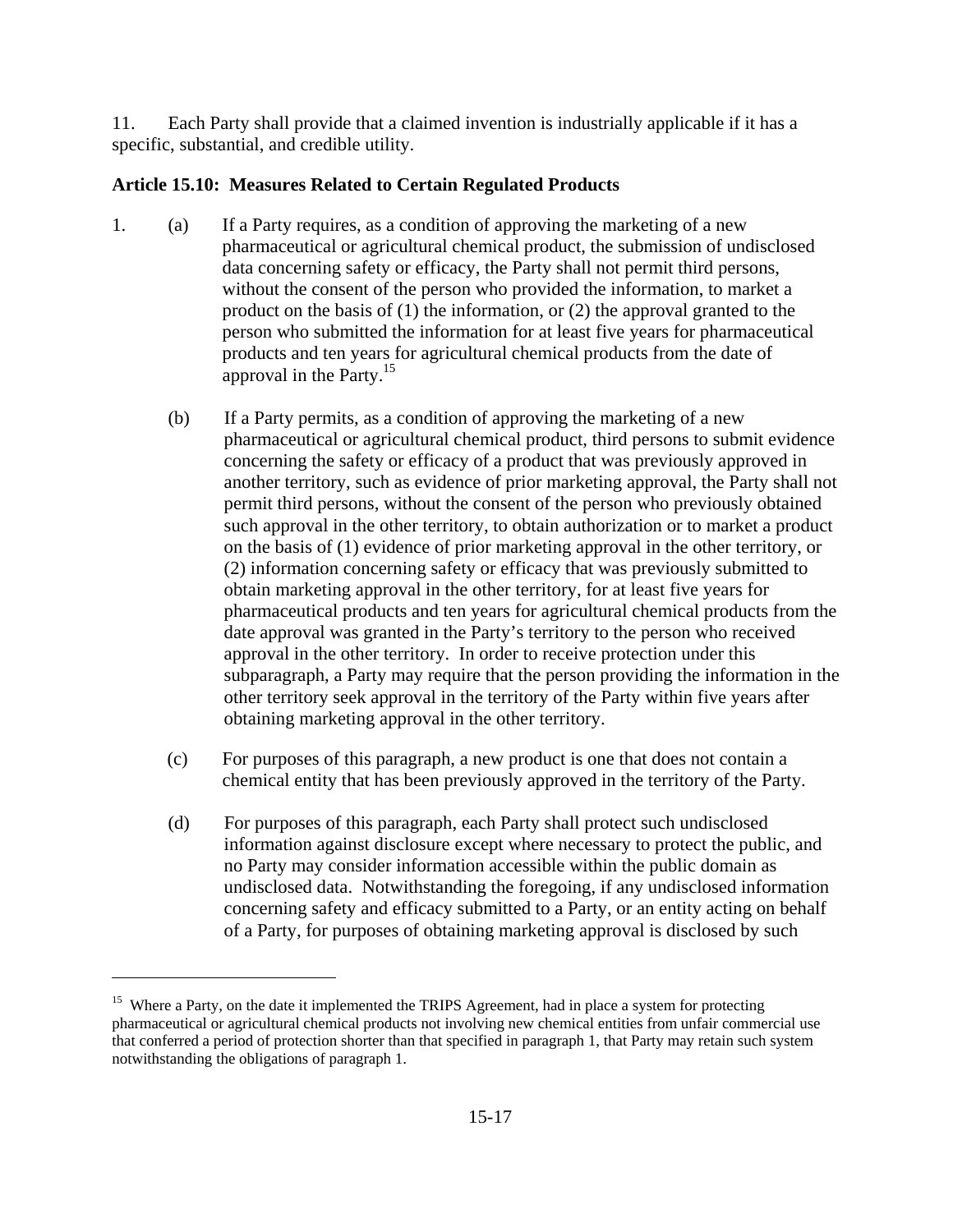11. Each Party shall provide that a claimed invention is industrially applicable if it has a specific, substantial, and credible utility.

**Article 15.10: Measures Related to Certain Regulated Products**

1. (a) If a Party requires, as a condition of approving the marketing of a new pharmaceutical or agricultural chemical product, the submission of undisclosed data concerning safety or efficacy, the Party shall not permit third persons, without the consent of the person who provided the information, to market a product on the basis of (1) the information, or (2) the approval granted to the person who submitted the information for at least five years for pharmaceutical products and ten years for agricultural chemical products from the date of approval in the Party.[15]

   (b) If a Party permits, as a condition of approving the marketing of a new pharmaceutical or agricultural chemical product, third persons to submit evidence concerning the safety or efficacy of a product that was previously approved in another territory, such as evidence of prior marketing approval, the Party shall not permit third persons, without the consent of the person who previously obtained such approval in the other territory, to obtain authorization or to market a product on the basis of (1) evidence of prior marketing approval in the other territory, or (2) information concerning safety or efficacy that was previously submitted to obtain marketing approval in the other territory, for at least five years for pharmaceutical products and ten years for agricultural chemical products from the date approval was granted in the Party's territory to the person who received approval in the other territory. In order to receive protection under this subparagraph, a Party may require that the person providing the information in the other territory seek approval in the territory of the Party within five years after obtaining marketing approval in the other territory.

   (c) For purposes of this paragraph, a new product is one that does not contain a chemical entity that has been previously approved in the territory of the Party.

   (d) For purposes of this paragraph, each Party shall protect such undisclosed information against disclosure except where necessary to protect the public, and no Party may consider information accessible within the public domain as undisclosed data. Notwithstanding the foregoing, if any undisclosed information concerning safety and efficacy submitted to a Party, or an entity acting on behalf of a Party, for purposes of obtaining marketing approval is disclosed by such

---

[15] Where a Party, on the date it implemented the TRIPS Agreement, had in place a system for protecting pharmaceutical or agricultural chemical products not involving new chemical entities from unfair commercial use that conferred a period of protection shorter than that specified in paragraph 1, that Party may retain such system notwithstanding the obligations of paragraph 1.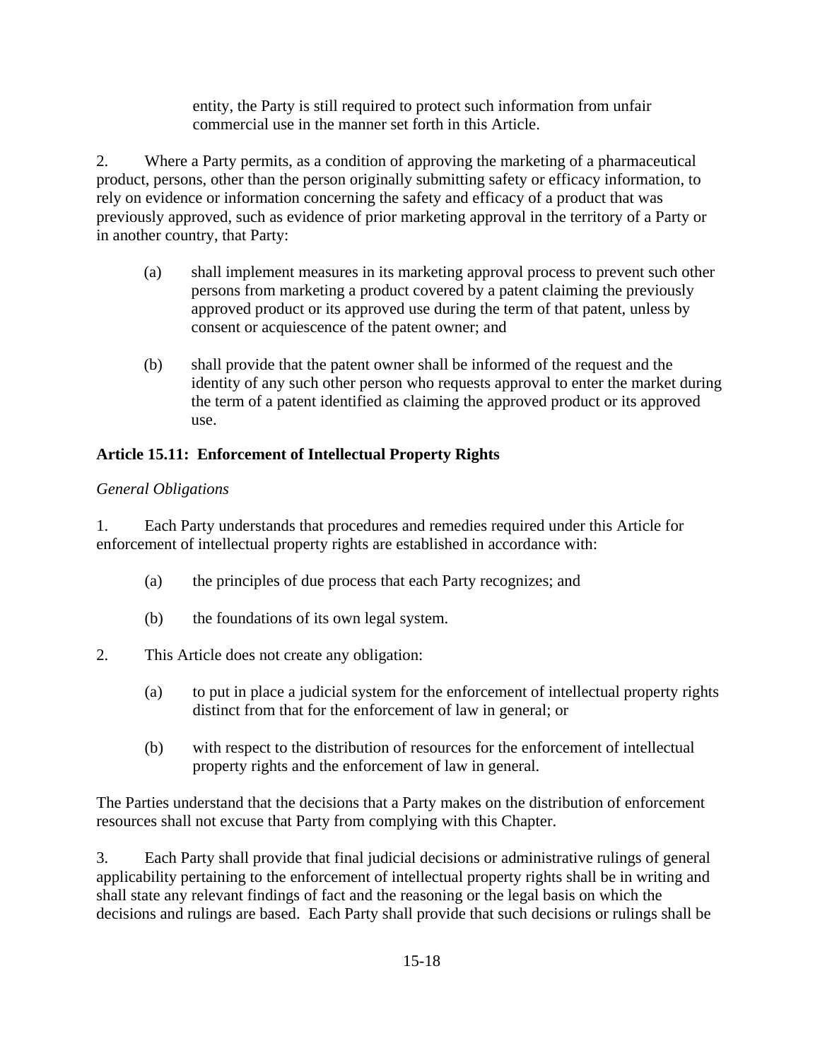entity, the Party is still required to protect such information from unfair commercial use in the manner set forth in this Article.

2. Where a Party permits, as a condition of approving the marketing of a pharmaceutical product, persons, other than the person originally submitting safety or efficacy information, to rely on evidence or information concerning the safety and efficacy of a product that was previously approved, such as evidence of prior marketing approval in the territory of a Party or in another country, that Party:

(a) shall implement measures in its marketing approval process to prevent such other persons from marketing a product covered by a patent claiming the previously approved product or its approved use during the term of that patent, unless by consent or acquiescence of the patent owner; and

(b) shall provide that the patent owner shall be informed of the request and the identity of any such other person who requests approval to enter the market during the term of a patent identified as claiming the approved product or its approved use.

## Article 15.11: Enforcement of Intellectual Property Rights

*General Obligations*

1. Each Party understands that procedures and remedies required under this Article for enforcement of intellectual property rights are established in accordance with:

(a) the principles of due process that each Party recognizes; and

(b) the foundations of its own legal system.

2. This Article does not create any obligation:

(a) to put in place a judicial system for the enforcement of intellectual property rights distinct from that for the enforcement of law in general; or

(b) with respect to the distribution of resources for the enforcement of intellectual property rights and the enforcement of law in general.

The Parties understand that the decisions that a Party makes on the distribution of enforcement resources shall not excuse that Party from complying with this Chapter.

3. Each Party shall provide that final judicial decisions or administrative rulings of general applicability pertaining to the enforcement of intellectual property rights shall be in writing and shall state any relevant findings of fact and the reasoning or the legal basis on which the decisions and rulings are based. Each Party shall provide that such decisions or rulings shall be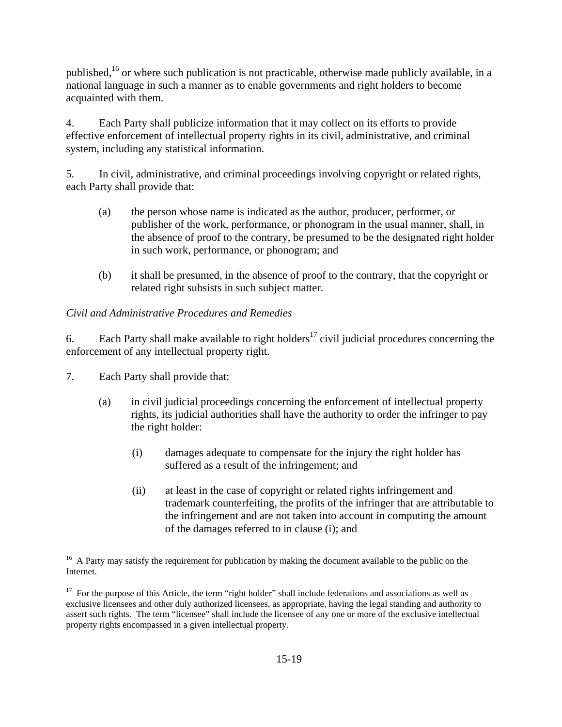published,[16] or where such publication is not practicable, otherwise made publicly available, in a national language in such a manner as to enable governments and right holders to become acquainted with them.

4. Each Party shall publicize information that it may collect on its efforts to provide effective enforcement of intellectual property rights in its civil, administrative, and criminal system, including any statistical information.

5. In civil, administrative, and criminal proceedings involving copyright or related rights, each Party shall provide that:

(a) the person whose name is indicated as the author, producer, performer, or publisher of the work, performance, or phonogram in the usual manner, shall, in the absence of proof to the contrary, be presumed to be the designated right holder in such work, performance, or phonogram; and

(b) it shall be presumed, in the absence of proof to the contrary, that the copyright or related right subsists in such subject matter.

*Civil and Administrative Procedures and Remedies*

6. Each Party shall make available to right holders[17] civil judicial procedures concerning the enforcement of any intellectual property right.

7. Each Party shall provide that:

(a) in civil judicial proceedings concerning the enforcement of intellectual property rights, its judicial authorities shall have the authority to order the infringer to pay the right holder:

(i) damages adequate to compensate for the injury the right holder has suffered as a result of the infringement; and

(ii) at least in the case of copyright or related rights infringement and trademark counterfeiting, the profits of the infringer that are attributable to the infringement and are not taken into account in computing the amount of the damages referred to in clause (i); and

---

[16] A Party may satisfy the requirement for publication by making the document available to the public on the Internet.

[17] For the purpose of this Article, the term "right holder" shall include federations and associations as well as exclusive licensees and other duly authorized licensees, as appropriate, having the legal standing and authority to assert such rights. The term "licensee" shall include the licensee of any one or more of the exclusive intellectual property rights encompassed in a given intellectual property.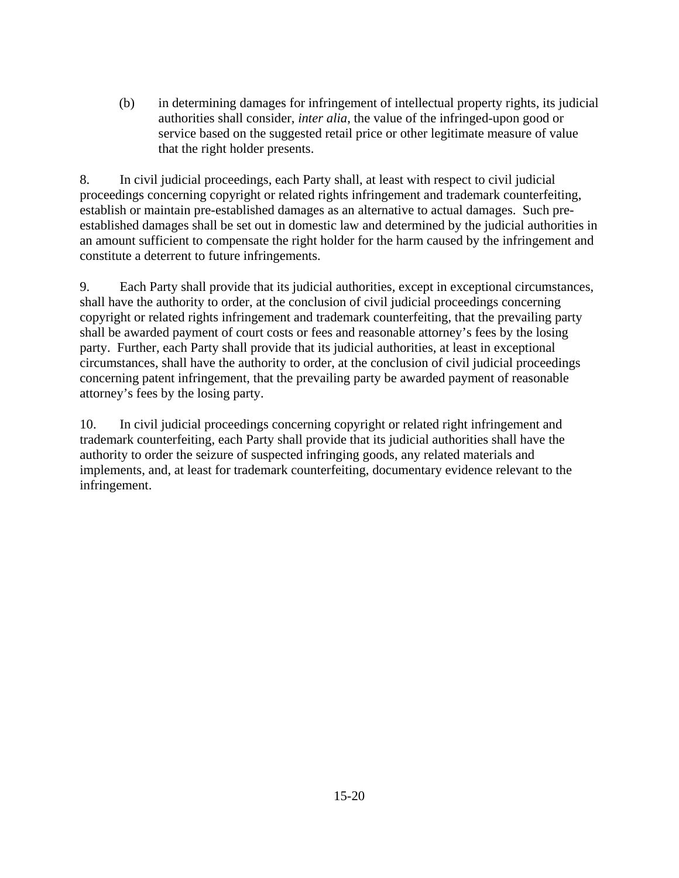(b) in determining damages for infringement of intellectual property rights, its judicial authorities shall consider, *inter alia*, the value of the infringed-upon good or service based on the suggested retail price or other legitimate measure of value that the right holder presents.

8. In civil judicial proceedings, each Party shall, at least with respect to civil judicial proceedings concerning copyright or related rights infringement and trademark counterfeiting, establish or maintain pre-established damages as an alternative to actual damages. Such pre-established damages shall be set out in domestic law and determined by the judicial authorities in an amount sufficient to compensate the right holder for the harm caused by the infringement and constitute a deterrent to future infringements.

9. Each Party shall provide that its judicial authorities, except in exceptional circumstances, shall have the authority to order, at the conclusion of civil judicial proceedings concerning copyright or related rights infringement and trademark counterfeiting, that the prevailing party shall be awarded payment of court costs or fees and reasonable attorney's fees by the losing party. Further, each Party shall provide that its judicial authorities, at least in exceptional circumstances, shall have the authority to order, at the conclusion of civil judicial proceedings concerning patent infringement, that the prevailing party be awarded payment of reasonable attorney's fees by the losing party.

10. In civil judicial proceedings concerning copyright or related right infringement and trademark counterfeiting, each Party shall provide that its judicial authorities shall have the authority to order the seizure of suspected infringing goods, any related materials and implements, and, at least for trademark counterfeiting, documentary evidence relevant to the infringement.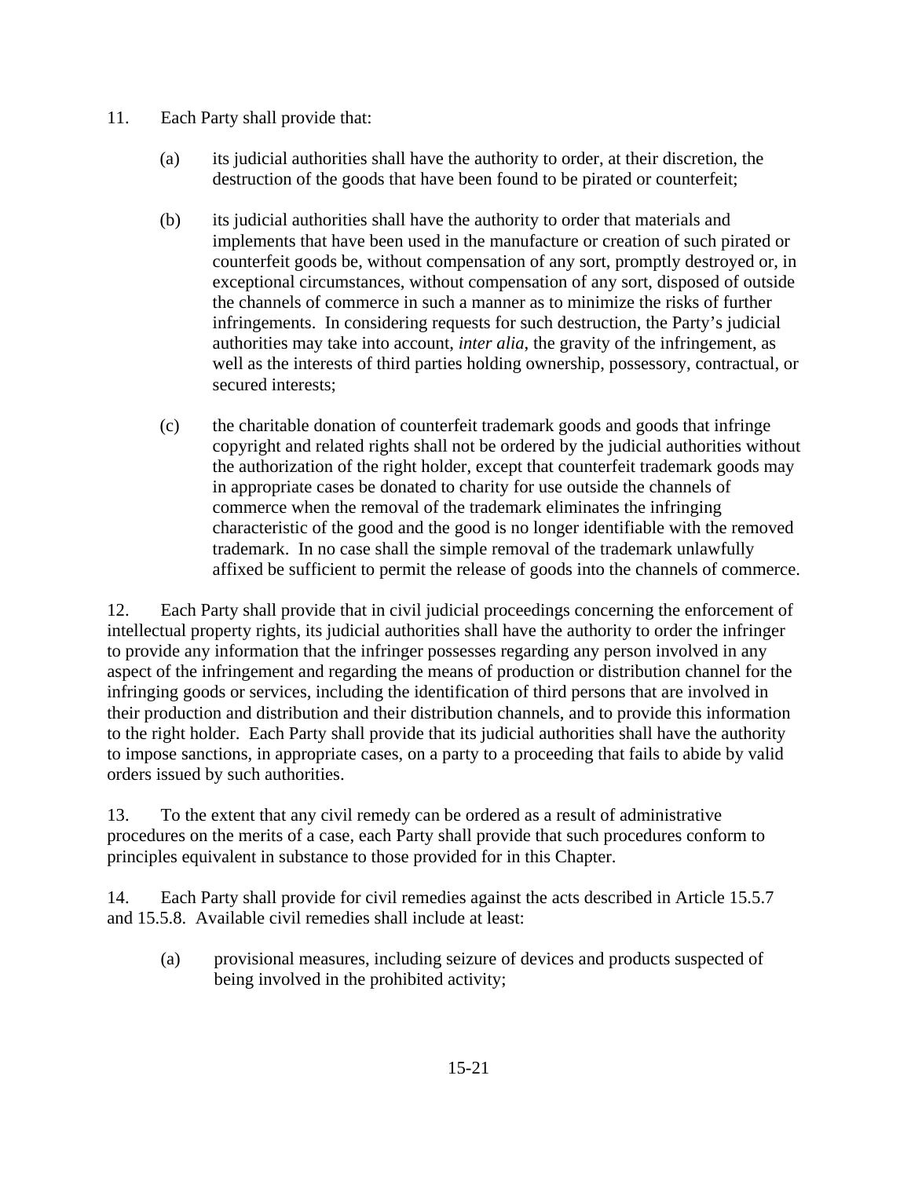11. Each Party shall provide that:

    (a) its judicial authorities shall have the authority to order, at their discretion, the destruction of the goods that have been found to be pirated or counterfeit;

    (b) its judicial authorities shall have the authority to order that materials and implements that have been used in the manufacture or creation of such pirated or counterfeit goods be, without compensation of any sort, promptly destroyed or, in exceptional circumstances, without compensation of any sort, disposed of outside the channels of commerce in such a manner as to minimize the risks of further infringements. In considering requests for such destruction, the Party's judicial authorities may take into account, *inter alia*, the gravity of the infringement, as well as the interests of third parties holding ownership, possessory, contractual, or secured interests;

    (c) the charitable donation of counterfeit trademark goods and goods that infringe copyright and related rights shall not be ordered by the judicial authorities without the authorization of the right holder, except that counterfeit trademark goods may in appropriate cases be donated to charity for use outside the channels of commerce when the removal of the trademark eliminates the infringing characteristic of the good and the good is no longer identifiable with the removed trademark. In no case shall the simple removal of the trademark unlawfully affixed be sufficient to permit the release of goods into the channels of commerce.

12. Each Party shall provide that in civil judicial proceedings concerning the enforcement of intellectual property rights, its judicial authorities shall have the authority to order the infringer to provide any information that the infringer possesses regarding any person involved in any aspect of the infringement and regarding the means of production or distribution channel for the infringing goods or services, including the identification of third persons that are involved in their production and distribution and their distribution channels, and to provide this information to the right holder. Each Party shall provide that its judicial authorities shall have the authority to impose sanctions, in appropriate cases, on a party to a proceeding that fails to abide by valid orders issued by such authorities.

13. To the extent that any civil remedy can be ordered as a result of administrative procedures on the merits of a case, each Party shall provide that such procedures conform to principles equivalent in substance to those provided for in this Chapter.

14. Each Party shall provide for civil remedies against the acts described in Article 15.5.7 and 15.5.8. Available civil remedies shall include at least:

    (a) provisional measures, including seizure of devices and products suspected of being involved in the prohibited activity;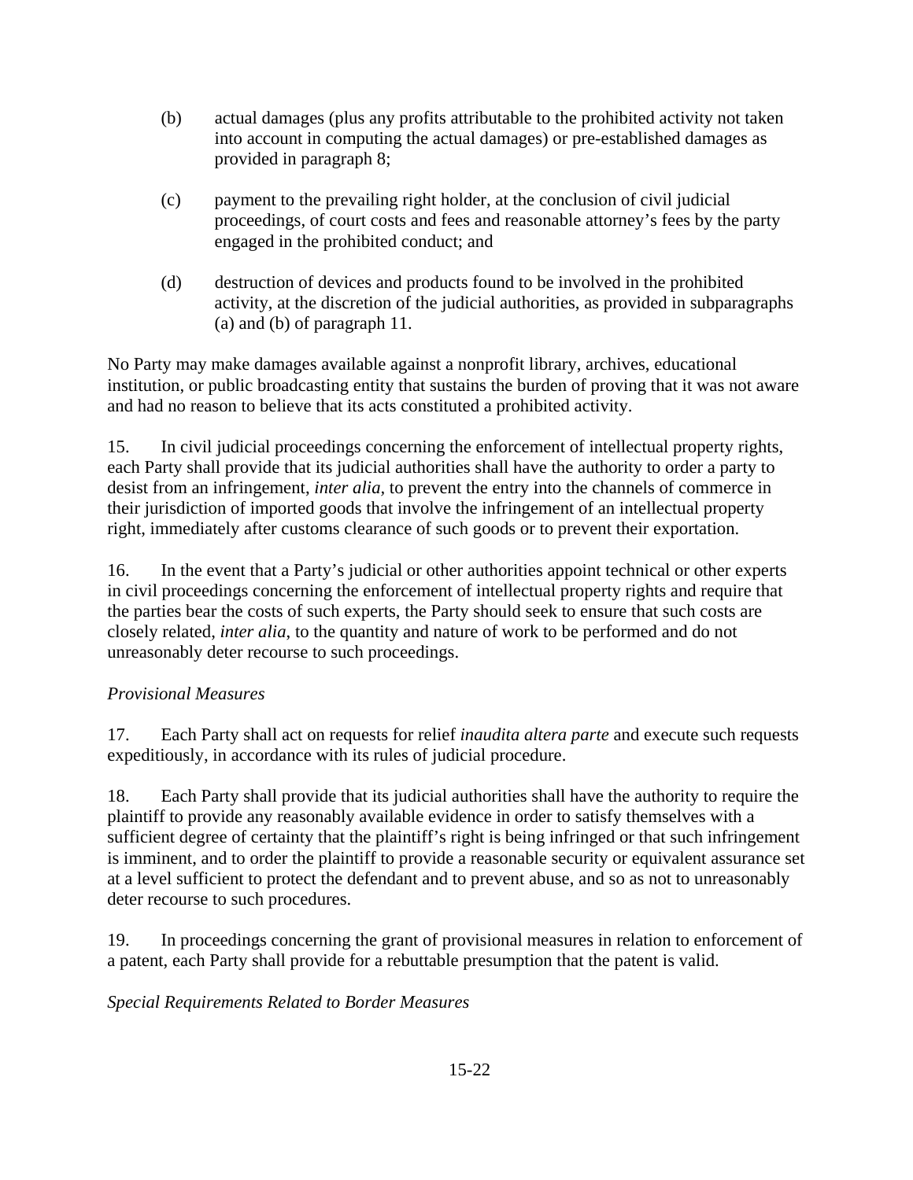(b) actual damages (plus any profits attributable to the prohibited activity not taken into account in computing the actual damages) or pre-established damages as provided in paragraph 8;

(c) payment to the prevailing right holder, at the conclusion of civil judicial proceedings, of court costs and fees and reasonable attorney's fees by the party engaged in the prohibited conduct; and

(d) destruction of devices and products found to be involved in the prohibited activity, at the discretion of the judicial authorities, as provided in subparagraphs (a) and (b) of paragraph 11.

No Party may make damages available against a nonprofit library, archives, educational institution, or public broadcasting entity that sustains the burden of proving that it was not aware and had no reason to believe that its acts constituted a prohibited activity.

15. In civil judicial proceedings concerning the enforcement of intellectual property rights, each Party shall provide that its judicial authorities shall have the authority to order a party to desist from an infringement, *inter alia,* to prevent the entry into the channels of commerce in their jurisdiction of imported goods that involve the infringement of an intellectual property right, immediately after customs clearance of such goods or to prevent their exportation.

16. In the event that a Party's judicial or other authorities appoint technical or other experts in civil proceedings concerning the enforcement of intellectual property rights and require that the parties bear the costs of such experts, the Party should seek to ensure that such costs are closely related, *inter alia*, to the quantity and nature of work to be performed and do not unreasonably deter recourse to such proceedings.

*Provisional Measures*

17. Each Party shall act on requests for relief *inaudita altera parte* and execute such requests expeditiously, in accordance with its rules of judicial procedure.

18. Each Party shall provide that its judicial authorities shall have the authority to require the plaintiff to provide any reasonably available evidence in order to satisfy themselves with a sufficient degree of certainty that the plaintiff's right is being infringed or that such infringement is imminent, and to order the plaintiff to provide a reasonable security or equivalent assurance set at a level sufficient to protect the defendant and to prevent abuse, and so as not to unreasonably deter recourse to such procedures.

19. In proceedings concerning the grant of provisional measures in relation to enforcement of a patent, each Party shall provide for a rebuttable presumption that the patent is valid.

*Special Requirements Related to Border Measures*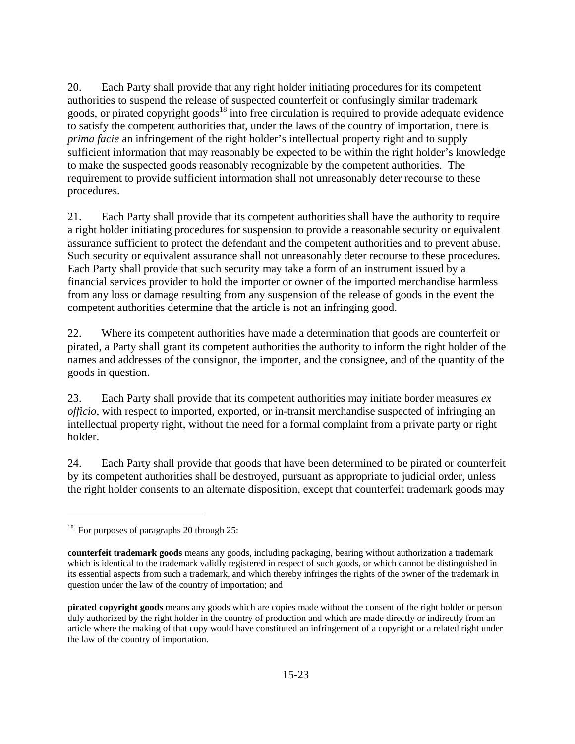20. Each Party shall provide that any right holder initiating procedures for its competent authorities to suspend the release of suspected counterfeit or confusingly similar trademark goods, or pirated copyright goods[18] into free circulation is required to provide adequate evidence to satisfy the competent authorities that, under the laws of the country of importation, there is *prima facie* an infringement of the right holder's intellectual property right and to supply sufficient information that may reasonably be expected to be within the right holder's knowledge to make the suspected goods reasonably recognizable by the competent authorities. The requirement to provide sufficient information shall not unreasonably deter recourse to these procedures.

21. Each Party shall provide that its competent authorities shall have the authority to require a right holder initiating procedures for suspension to provide a reasonable security or equivalent assurance sufficient to protect the defendant and the competent authorities and to prevent abuse. Such security or equivalent assurance shall not unreasonably deter recourse to these procedures. Each Party shall provide that such security may take a form of an instrument issued by a financial services provider to hold the importer or owner of the imported merchandise harmless from any loss or damage resulting from any suspension of the release of goods in the event the competent authorities determine that the article is not an infringing good.

22. Where its competent authorities have made a determination that goods are counterfeit or pirated, a Party shall grant its competent authorities the authority to inform the right holder of the names and addresses of the consignor, the importer, and the consignee, and of the quantity of the goods in question.

23. Each Party shall provide that its competent authorities may initiate border measures *ex officio*, with respect to imported, exported, or in-transit merchandise suspected of infringing an intellectual property right, without the need for a formal complaint from a private party or right holder.

24. Each Party shall provide that goods that have been determined to be pirated or counterfeit by its competent authorities shall be destroyed, pursuant as appropriate to judicial order, unless the right holder consents to an alternate disposition, except that counterfeit trademark goods may

---

[18] For purposes of paragraphs 20 through 25:

**counterfeit trademark goods** means any goods, including packaging, bearing without authorization a trademark which is identical to the trademark validly registered in respect of such goods, or which cannot be distinguished in its essential aspects from such a trademark, and which thereby infringes the rights of the owner of the trademark in question under the law of the country of importation; and

**pirated copyright goods** means any goods which are copies made without the consent of the right holder or person duly authorized by the right holder in the country of production and which are made directly or indirectly from an article where the making of that copy would have constituted an infringement of a copyright or a related right under the law of the country of importation.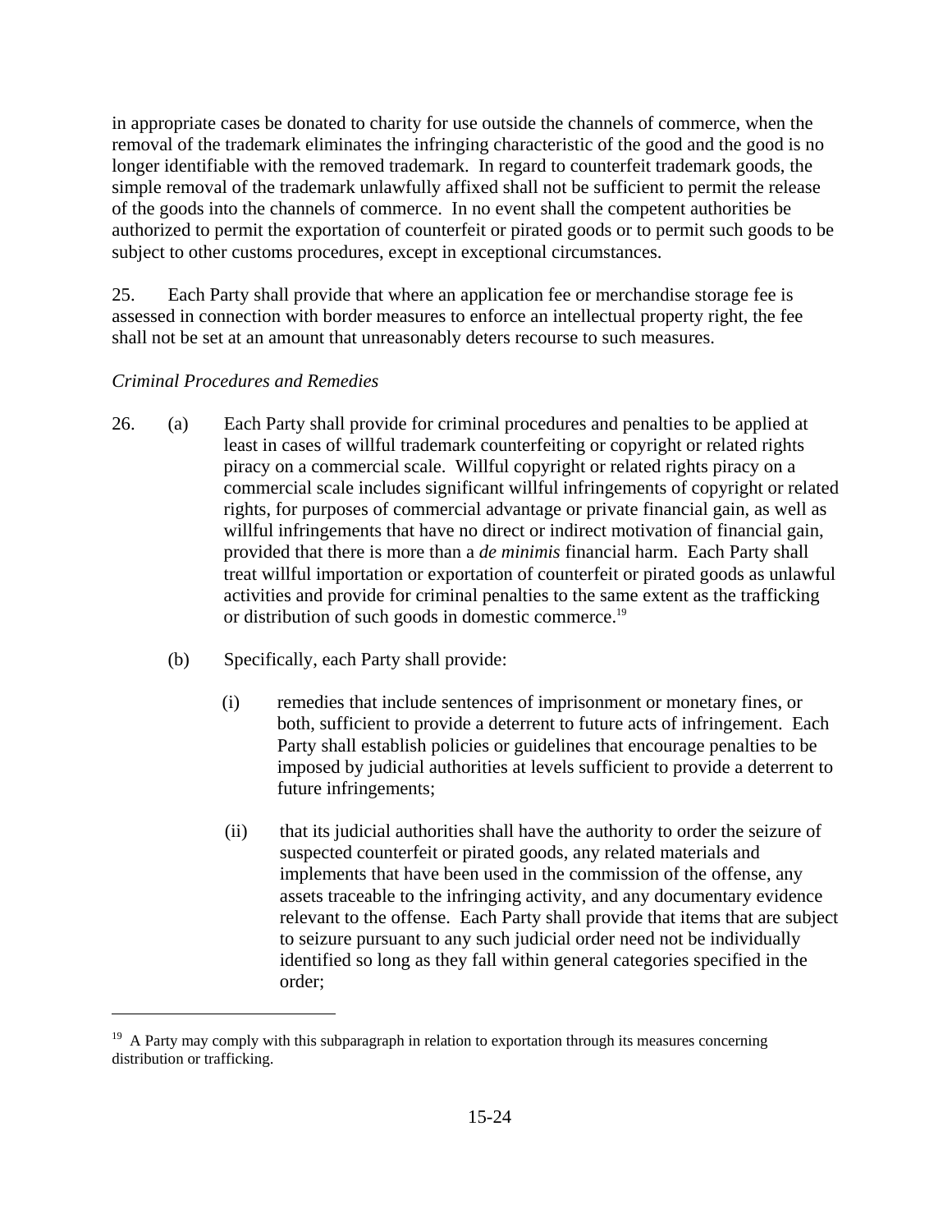in appropriate cases be donated to charity for use outside the channels of commerce, when the removal of the trademark eliminates the infringing characteristic of the good and the good is no longer identifiable with the removed trademark. In regard to counterfeit trademark goods, the simple removal of the trademark unlawfully affixed shall not be sufficient to permit the release of the goods into the channels of commerce. In no event shall the competent authorities be authorized to permit the exportation of counterfeit or pirated goods or to permit such goods to be subject to other customs procedures, except in exceptional circumstances.

25. Each Party shall provide that where an application fee or merchandise storage fee is assessed in connection with border measures to enforce an intellectual property right, the fee shall not be set at an amount that unreasonably deters recourse to such measures.

*Criminal Procedures and Remedies*

26. (a) Each Party shall provide for criminal procedures and penalties to be applied at least in cases of willful trademark counterfeiting or copyright or related rights piracy on a commercial scale. Willful copyright or related rights piracy on a commercial scale includes significant willful infringements of copyright or related rights, for purposes of commercial advantage or private financial gain, as well as willful infringements that have no direct or indirect motivation of financial gain, provided that there is more than a *de minimis* financial harm. Each Party shall treat willful importation or exportation of counterfeit or pirated goods as unlawful activities and provide for criminal penalties to the same extent as the trafficking or distribution of such goods in domestic commerce.[19]

(b) Specifically, each Party shall provide:

(i) remedies that include sentences of imprisonment or monetary fines, or both, sufficient to provide a deterrent to future acts of infringement. Each Party shall establish policies or guidelines that encourage penalties to be imposed by judicial authorities at levels sufficient to provide a deterrent to future infringements;

(ii) that its judicial authorities shall have the authority to order the seizure of suspected counterfeit or pirated goods, any related materials and implements that have been used in the commission of the offense, any assets traceable to the infringing activity, and any documentary evidence relevant to the offense. Each Party shall provide that items that are subject to seizure pursuant to any such judicial order need not be individually identified so long as they fall within general categories specified in the order;

---

[19] A Party may comply with this subparagraph in relation to exportation through its measures concerning distribution or trafficking.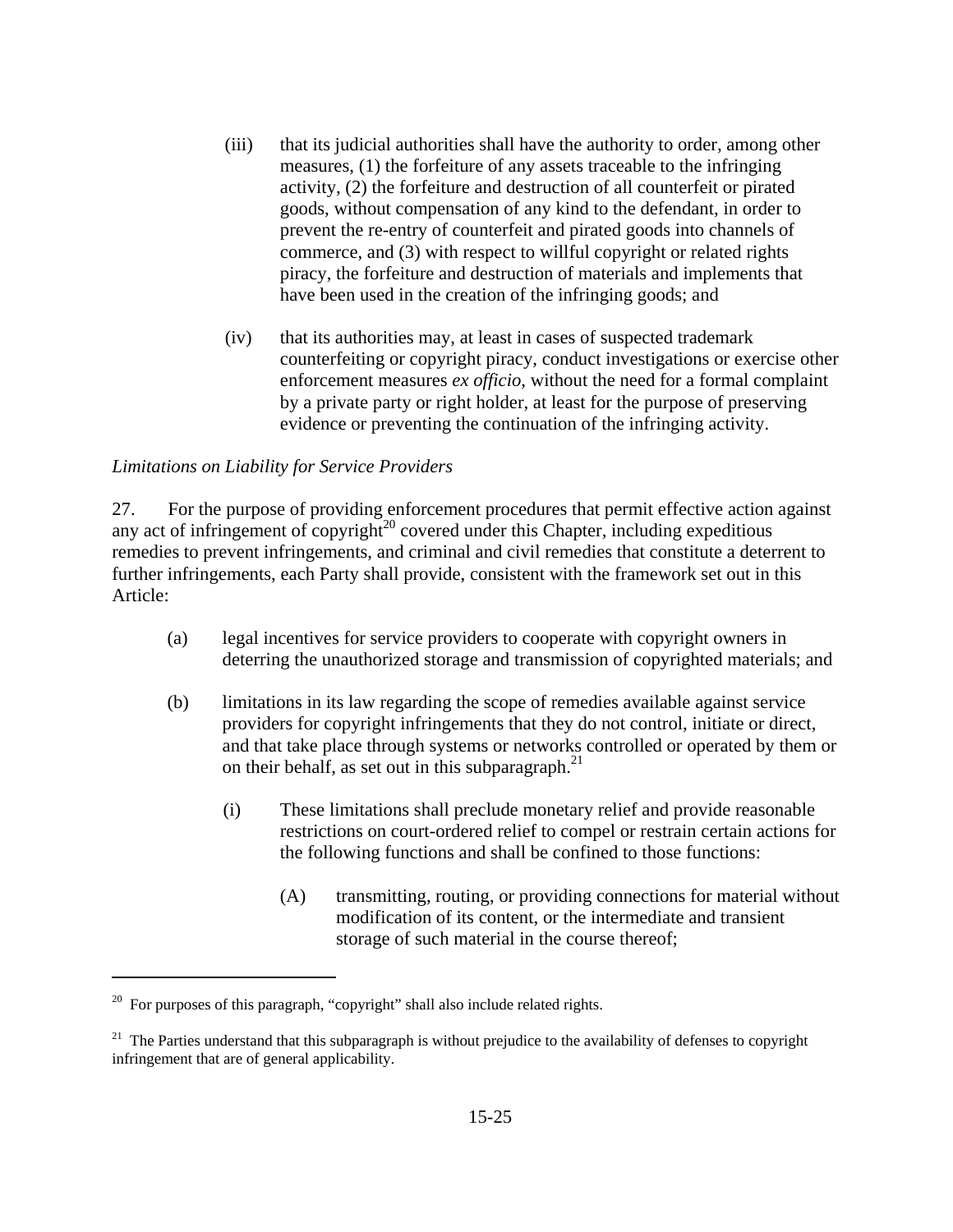(iii) that its judicial authorities shall have the authority to order, among other measures, (1) the forfeiture of any assets traceable to the infringing activity, (2) the forfeiture and destruction of all counterfeit or pirated goods, without compensation of any kind to the defendant, in order to prevent the re-entry of counterfeit and pirated goods into channels of commerce, and (3) with respect to willful copyright or related rights piracy, the forfeiture and destruction of materials and implements that have been used in the creation of the infringing goods; and

(iv) that its authorities may, at least in cases of suspected trademark counterfeiting or copyright piracy, conduct investigations or exercise other enforcement measures *ex officio*, without the need for a formal complaint by a private party or right holder, at least for the purpose of preserving evidence or preventing the continuation of the infringing activity.

*Limitations on Liability for Service Providers*

27. For the purpose of providing enforcement procedures that permit effective action against any act of infringement of copyright[20] covered under this Chapter, including expeditious remedies to prevent infringements, and criminal and civil remedies that constitute a deterrent to further infringements, each Party shall provide, consistent with the framework set out in this Article:

(a) legal incentives for service providers to cooperate with copyright owners in deterring the unauthorized storage and transmission of copyrighted materials; and

(b) limitations in its law regarding the scope of remedies available against service providers for copyright infringements that they do not control, initiate or direct, and that take place through systems or networks controlled or operated by them or on their behalf, as set out in this subparagraph.[21]

(i) These limitations shall preclude monetary relief and provide reasonable restrictions on court-ordered relief to compel or restrain certain actions for the following functions and shall be confined to those functions:

(A) transmitting, routing, or providing connections for material without modification of its content, or the intermediate and transient storage of such material in the course thereof;

---

[20] For purposes of this paragraph, "copyright" shall also include related rights.

[21] The Parties understand that this subparagraph is without prejudice to the availability of defenses to copyright infringement that are of general applicability.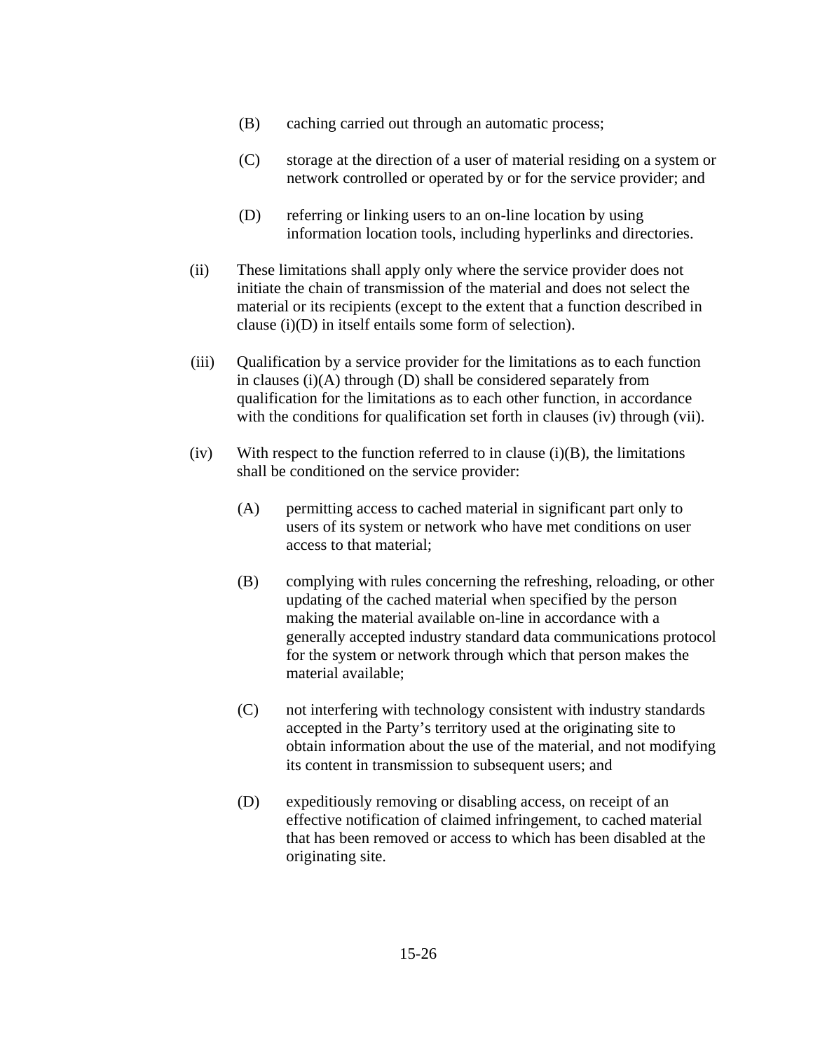(B) caching carried out through an automatic process;

(C) storage at the direction of a user of material residing on a system or network controlled or operated by or for the service provider; and

(D) referring or linking users to an on-line location by using information location tools, including hyperlinks and directories.

(ii) These limitations shall apply only where the service provider does not initiate the chain of transmission of the material and does not select the material or its recipients (except to the extent that a function described in clause (i)(D) in itself entails some form of selection).

(iii) Qualification by a service provider for the limitations as to each function in clauses (i)(A) through (D) shall be considered separately from qualification for the limitations as to each other function, in accordance with the conditions for qualification set forth in clauses (iv) through (vii).

(iv) With respect to the function referred to in clause (i)(B), the limitations shall be conditioned on the service provider:

(A) permitting access to cached material in significant part only to users of its system or network who have met conditions on user access to that material;

(B) complying with rules concerning the refreshing, reloading, or other updating of the cached material when specified by the person making the material available on-line in accordance with a generally accepted industry standard data communications protocol for the system or network through which that person makes the material available;

(C) not interfering with technology consistent with industry standards accepted in the Party's territory used at the originating site to obtain information about the use of the material, and not modifying its content in transmission to subsequent users; and

(D) expeditiously removing or disabling access, on receipt of an effective notification of claimed infringement, to cached material that has been removed or access to which has been disabled at the originating site.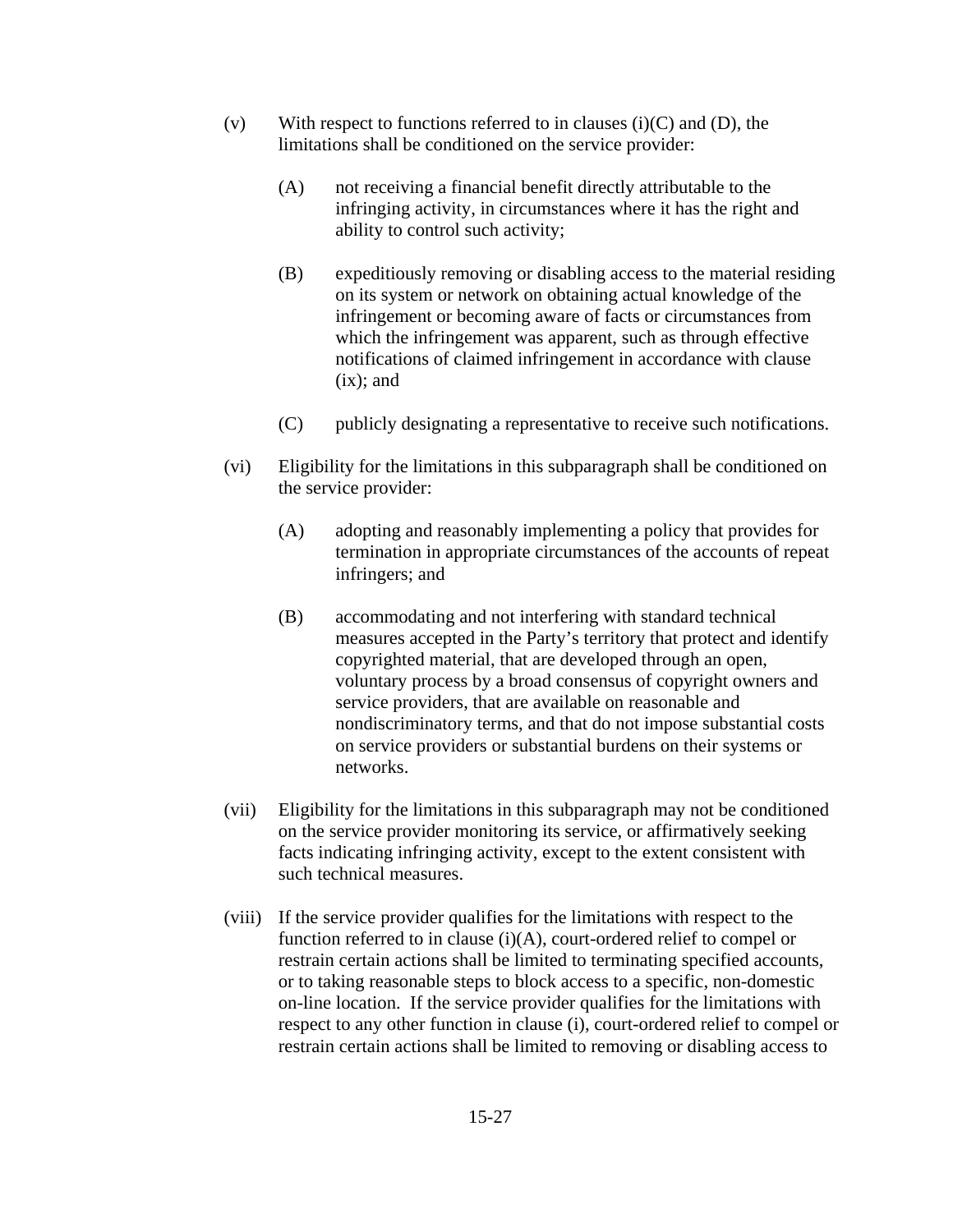(v) With respect to functions referred to in clauses (i)(C) and (D), the limitations shall be conditioned on the service provider:

   (A) not receiving a financial benefit directly attributable to the infringing activity, in circumstances where it has the right and ability to control such activity;

   (B) expeditiously removing or disabling access to the material residing on its system or network on obtaining actual knowledge of the infringement or becoming aware of facts or circumstances from which the infringement was apparent, such as through effective notifications of claimed infringement in accordance with clause (ix); and

   (C) publicly designating a representative to receive such notifications.

(vi) Eligibility for the limitations in this subparagraph shall be conditioned on the service provider:

   (A) adopting and reasonably implementing a policy that provides for termination in appropriate circumstances of the accounts of repeat infringers; and

   (B) accommodating and not interfering with standard technical measures accepted in the Party's territory that protect and identify copyrighted material, that are developed through an open, voluntary process by a broad consensus of copyright owners and service providers, that are available on reasonable and nondiscriminatory terms, and that do not impose substantial costs on service providers or substantial burdens on their systems or networks.

(vii) Eligibility for the limitations in this subparagraph may not be conditioned on the service provider monitoring its service, or affirmatively seeking facts indicating infringing activity, except to the extent consistent with such technical measures.

(viii) If the service provider qualifies for the limitations with respect to the function referred to in clause (i)(A), court-ordered relief to compel or restrain certain actions shall be limited to terminating specified accounts, or to taking reasonable steps to block access to a specific, non-domestic on-line location. If the service provider qualifies for the limitations with respect to any other function in clause (i), court-ordered relief to compel or restrain certain actions shall be limited to removing or disabling access to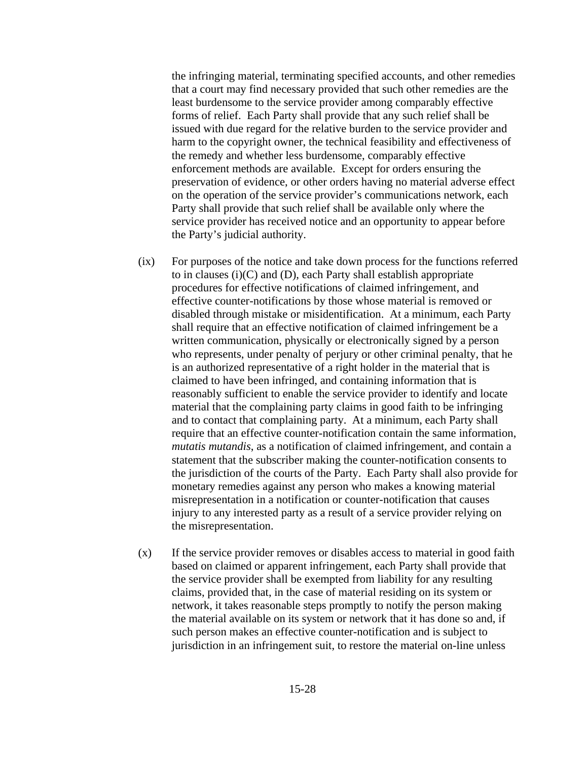the infringing material, terminating specified accounts, and other remedies that a court may find necessary provided that such other remedies are the least burdensome to the service provider among comparably effective forms of relief. Each Party shall provide that any such relief shall be issued with due regard for the relative burden to the service provider and harm to the copyright owner, the technical feasibility and effectiveness of the remedy and whether less burdensome, comparably effective enforcement methods are available. Except for orders ensuring the preservation of evidence, or other orders having no material adverse effect on the operation of the service provider's communications network, each Party shall provide that such relief shall be available only where the service provider has received notice and an opportunity to appear before the Party's judicial authority.

(ix) For purposes of the notice and take down process for the functions referred to in clauses (i)(C) and (D), each Party shall establish appropriate procedures for effective notifications of claimed infringement, and effective counter-notifications by those whose material is removed or disabled through mistake or misidentification. At a minimum, each Party shall require that an effective notification of claimed infringement be a written communication, physically or electronically signed by a person who represents, under penalty of perjury or other criminal penalty, that he is an authorized representative of a right holder in the material that is claimed to have been infringed, and containing information that is reasonably sufficient to enable the service provider to identify and locate material that the complaining party claims in good faith to be infringing and to contact that complaining party. At a minimum, each Party shall require that an effective counter-notification contain the same information, *mutatis mutandis*, as a notification of claimed infringement, and contain a statement that the subscriber making the counter-notification consents to the jurisdiction of the courts of the Party. Each Party shall also provide for monetary remedies against any person who makes a knowing material misrepresentation in a notification or counter-notification that causes injury to any interested party as a result of a service provider relying on the misrepresentation.

(x) If the service provider removes or disables access to material in good faith based on claimed or apparent infringement, each Party shall provide that the service provider shall be exempted from liability for any resulting claims, provided that, in the case of material residing on its system or network, it takes reasonable steps promptly to notify the person making the material available on its system or network that it has done so and, if such person makes an effective counter-notification and is subject to jurisdiction in an infringement suit, to restore the material on-line unless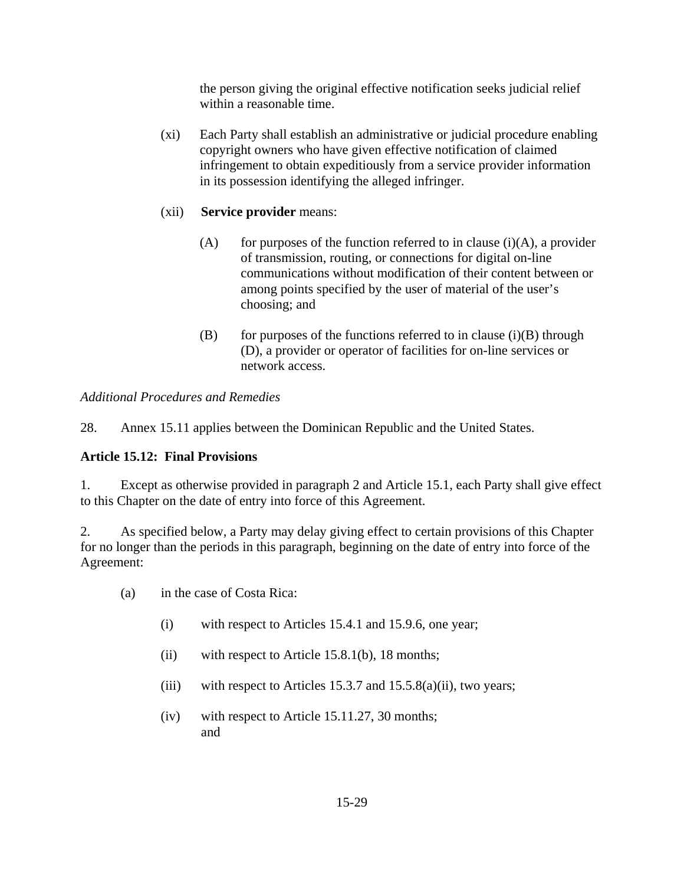the person giving the original effective notification seeks judicial relief within a reasonable time.

(xi) Each Party shall establish an administrative or judicial procedure enabling copyright owners who have given effective notification of claimed infringement to obtain expeditiously from a service provider information in its possession identifying the alleged infringer.

(xii) **Service provider** means:

(A) for purposes of the function referred to in clause (i)(A), a provider of transmission, routing, or connections for digital on-line communications without modification of their content between or among points specified by the user of material of the user's choosing; and

(B) for purposes of the functions referred to in clause (i)(B) through (D), a provider or operator of facilities for on-line services or network access.

*Additional Procedures and Remedies*

28. Annex 15.11 applies between the Dominican Republic and the United States.

**Article 15.12: Final Provisions**

1. Except as otherwise provided in paragraph 2 and Article 15.1, each Party shall give effect to this Chapter on the date of entry into force of this Agreement.

2. As specified below, a Party may delay giving effect to certain provisions of this Chapter for no longer than the periods in this paragraph, beginning on the date of entry into force of the Agreement:

(a) in the case of Costa Rica:

(i) with respect to Articles 15.4.1 and 15.9.6, one year;

(ii) with respect to Article 15.8.1(b), 18 months;

(iii) with respect to Articles 15.3.7 and 15.5.8(a)(ii), two years;

(iv) with respect to Article 15.11.27, 30 months; and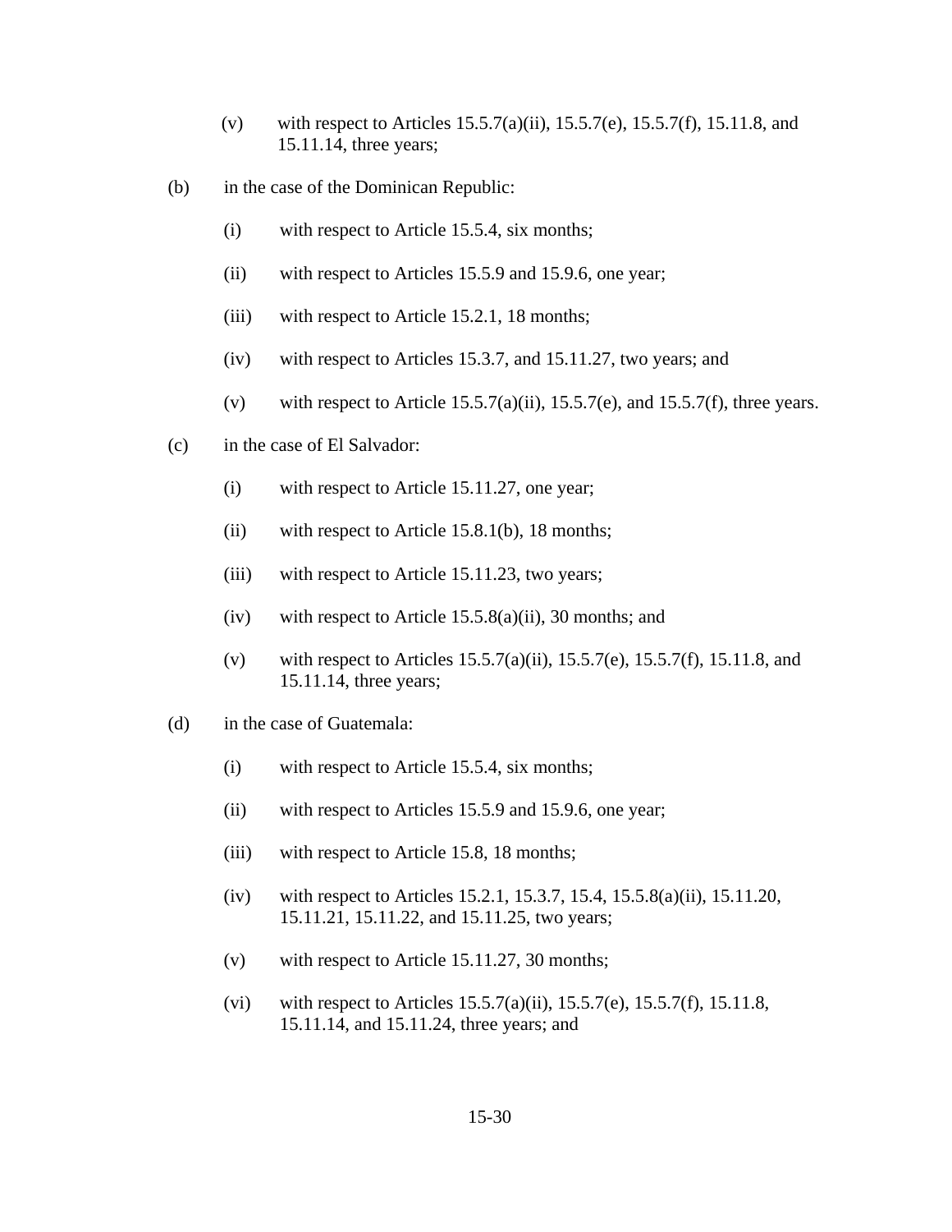(v) with respect to Articles 15.5.7(a)(ii), 15.5.7(e), 15.5.7(f), 15.11.8, and 15.11.14, three years;

(b) in the case of the Dominican Republic:

(i) with respect to Article 15.5.4, six months;

(ii) with respect to Articles 15.5.9 and 15.9.6, one year;

(iii) with respect to Article 15.2.1, 18 months;

(iv) with respect to Articles 15.3.7, and 15.11.27, two years; and

(v) with respect to Article 15.5.7(a)(ii), 15.5.7(e), and 15.5.7(f), three years.

(c) in the case of El Salvador:

(i) with respect to Article 15.11.27, one year;

(ii) with respect to Article 15.8.1(b), 18 months;

(iii) with respect to Article 15.11.23, two years;

(iv) with respect to Article 15.5.8(a)(ii), 30 months; and

(v) with respect to Articles 15.5.7(a)(ii), 15.5.7(e), 15.5.7(f), 15.11.8, and 15.11.14, three years;

(d) in the case of Guatemala:

(i) with respect to Article 15.5.4, six months;

(ii) with respect to Articles 15.5.9 and 15.9.6, one year;

(iii) with respect to Article 15.8, 18 months;

(iv) with respect to Articles 15.2.1, 15.3.7, 15.4, 15.5.8(a)(ii), 15.11.20, 15.11.21, 15.11.22, and 15.11.25, two years;

(v) with respect to Article 15.11.27, 30 months;

(vi) with respect to Articles 15.5.7(a)(ii), 15.5.7(e), 15.5.7(f), 15.11.8, 15.11.14, and 15.11.24, three years; and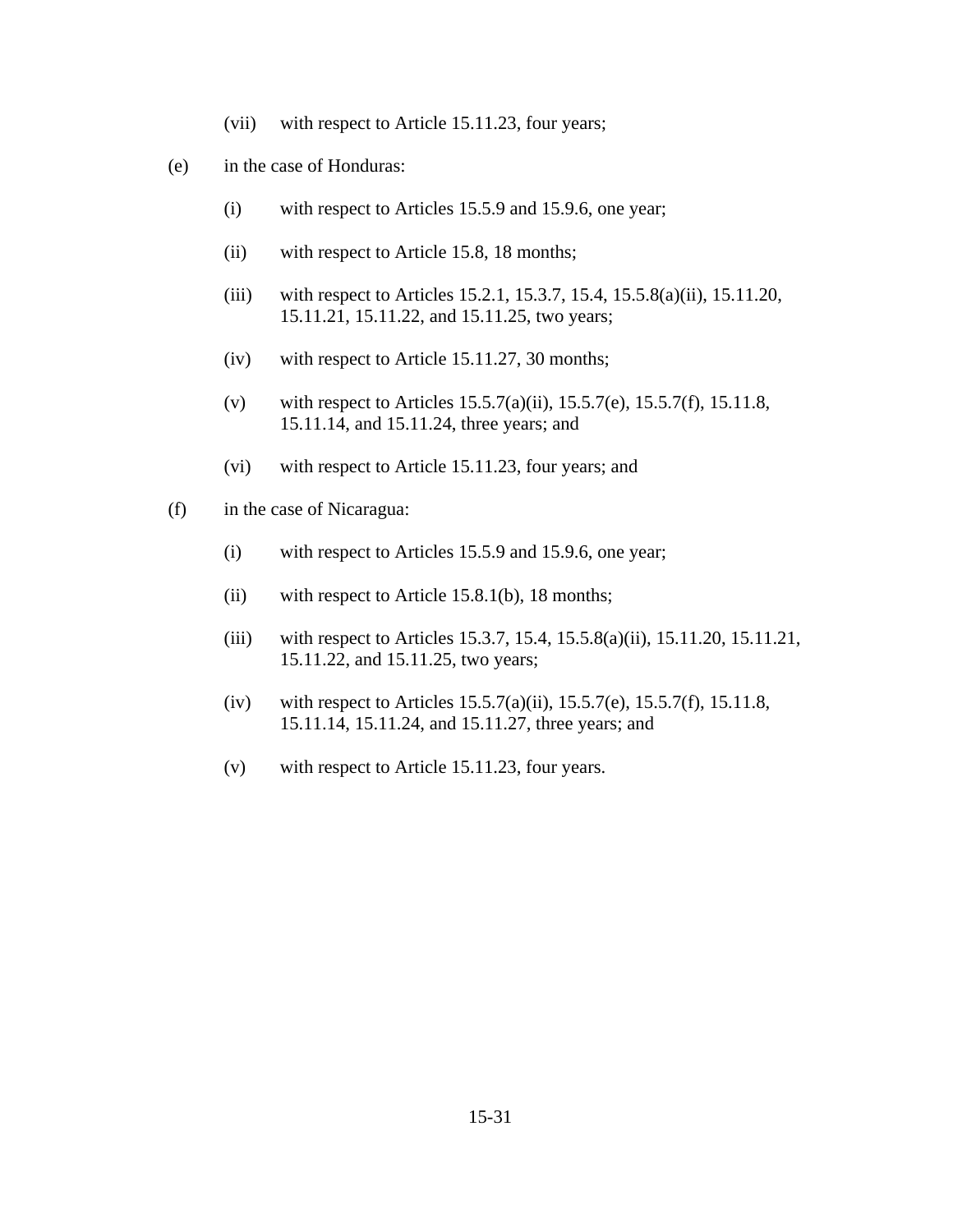(vii) with respect to Article 15.11.23, four years;

(e) in the case of Honduras:

(i) with respect to Articles 15.5.9 and 15.9.6, one year;

(ii) with respect to Article 15.8, 18 months;

(iii) with respect to Articles 15.2.1, 15.3.7, 15.4, 15.5.8(a)(ii), 15.11.20, 15.11.21, 15.11.22, and 15.11.25, two years;

(iv) with respect to Article 15.11.27, 30 months;

(v) with respect to Articles 15.5.7(a)(ii), 15.5.7(e), 15.5.7(f), 15.11.8, 15.11.14, and 15.11.24, three years; and

(vi) with respect to Article 15.11.23, four years; and

(f) in the case of Nicaragua:

(i) with respect to Articles 15.5.9 and 15.9.6, one year;

(ii) with respect to Article 15.8.1(b), 18 months;

(iii) with respect to Articles 15.3.7, 15.4, 15.5.8(a)(ii), 15.11.20, 15.11.21, 15.11.22, and 15.11.25, two years;

(iv) with respect to Articles 15.5.7(a)(ii), 15.5.7(e), 15.5.7(f), 15.11.8, 15.11.14, 15.11.24, and 15.11.27, three years; and

(v) with respect to Article 15.11.23, four years.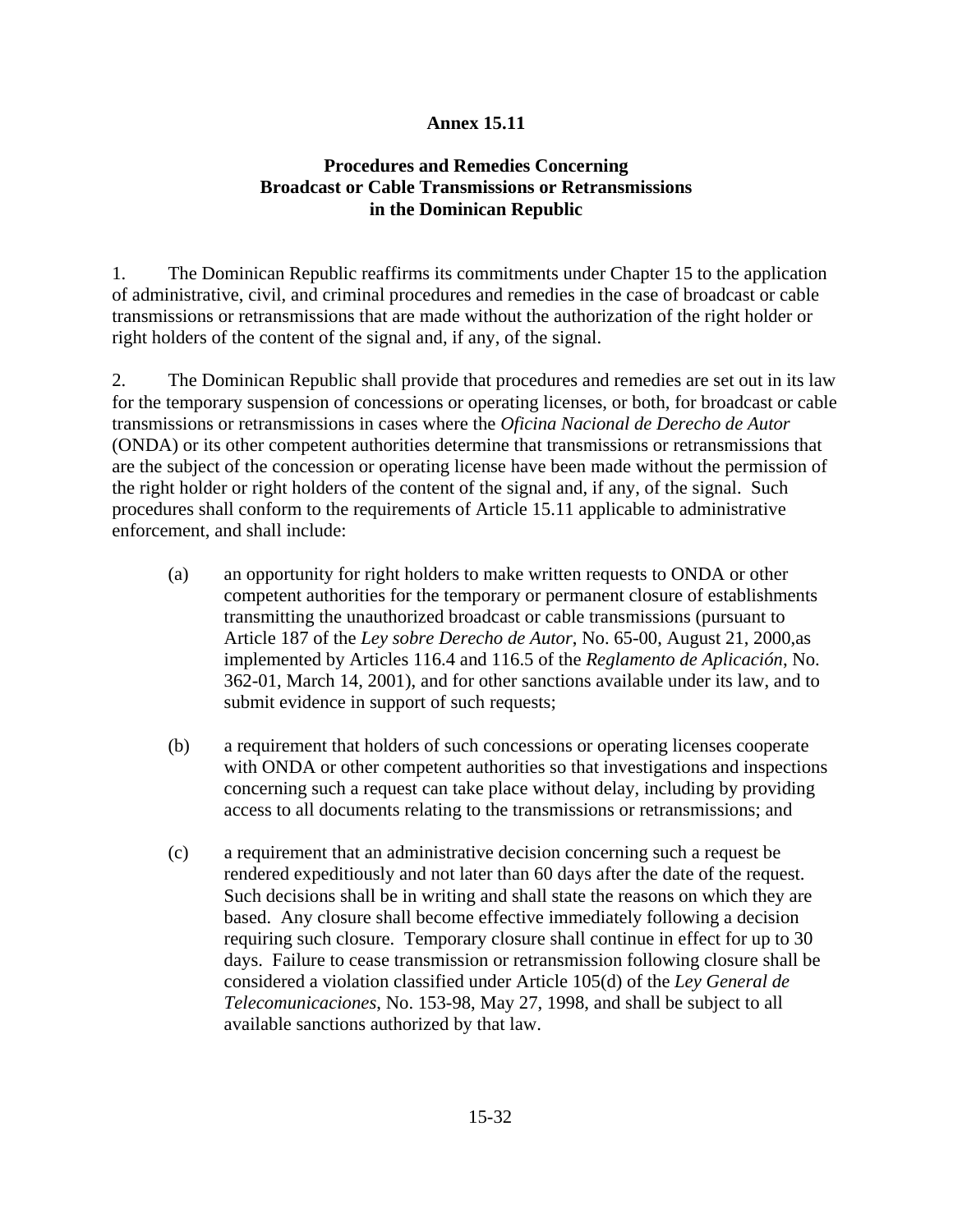# Annex 15.11

## Procedures and Remedies Concerning Broadcast or Cable Transmissions or Retransmissions in the Dominican Republic

1. The Dominican Republic reaffirms its commitments under Chapter 15 to the application of administrative, civil, and criminal procedures and remedies in the case of broadcast or cable transmissions or retransmissions that are made without the authorization of the right holder or right holders of the content of the signal and, if any, of the signal.

2. The Dominican Republic shall provide that procedures and remedies are set out in its law for the temporary suspension of concessions or operating licenses, or both, for broadcast or cable transmissions or retransmissions in cases where the *Oficina Nacional de Derecho de Autor* (ONDA) or its other competent authorities determine that transmissions or retransmissions that are the subject of the concession or operating license have been made without the permission of the right holder or right holders of the content of the signal and, if any, of the signal. Such procedures shall conform to the requirements of Article 15.11 applicable to administrative enforcement, and shall include:

   (a) an opportunity for right holders to make written requests to ONDA or other competent authorities for the temporary or permanent closure of establishments transmitting the unauthorized broadcast or cable transmissions (pursuant to Article 187 of the *Ley sobre Derecho de Autor*, No. 65-00, August 21, 2000,as implemented by Articles 116.4 and 116.5 of the *Reglamento de Aplicación*, No. 362-01, March 14, 2001), and for other sanctions available under its law, and to submit evidence in support of such requests;

   (b) a requirement that holders of such concessions or operating licenses cooperate with ONDA or other competent authorities so that investigations and inspections concerning such a request can take place without delay, including by providing access to all documents relating to the transmissions or retransmissions; and

   (c) a requirement that an administrative decision concerning such a request be rendered expeditiously and not later than 60 days after the date of the request. Such decisions shall be in writing and shall state the reasons on which they are based. Any closure shall become effective immediately following a decision requiring such closure. Temporary closure shall continue in effect for up to 30 days. Failure to cease transmission or retransmission following closure shall be considered a violation classified under Article 105(d) of the *Ley General de Telecomunicaciones*, No. 153-98, May 27, 1998, and shall be subject to all available sanctions authorized by that law.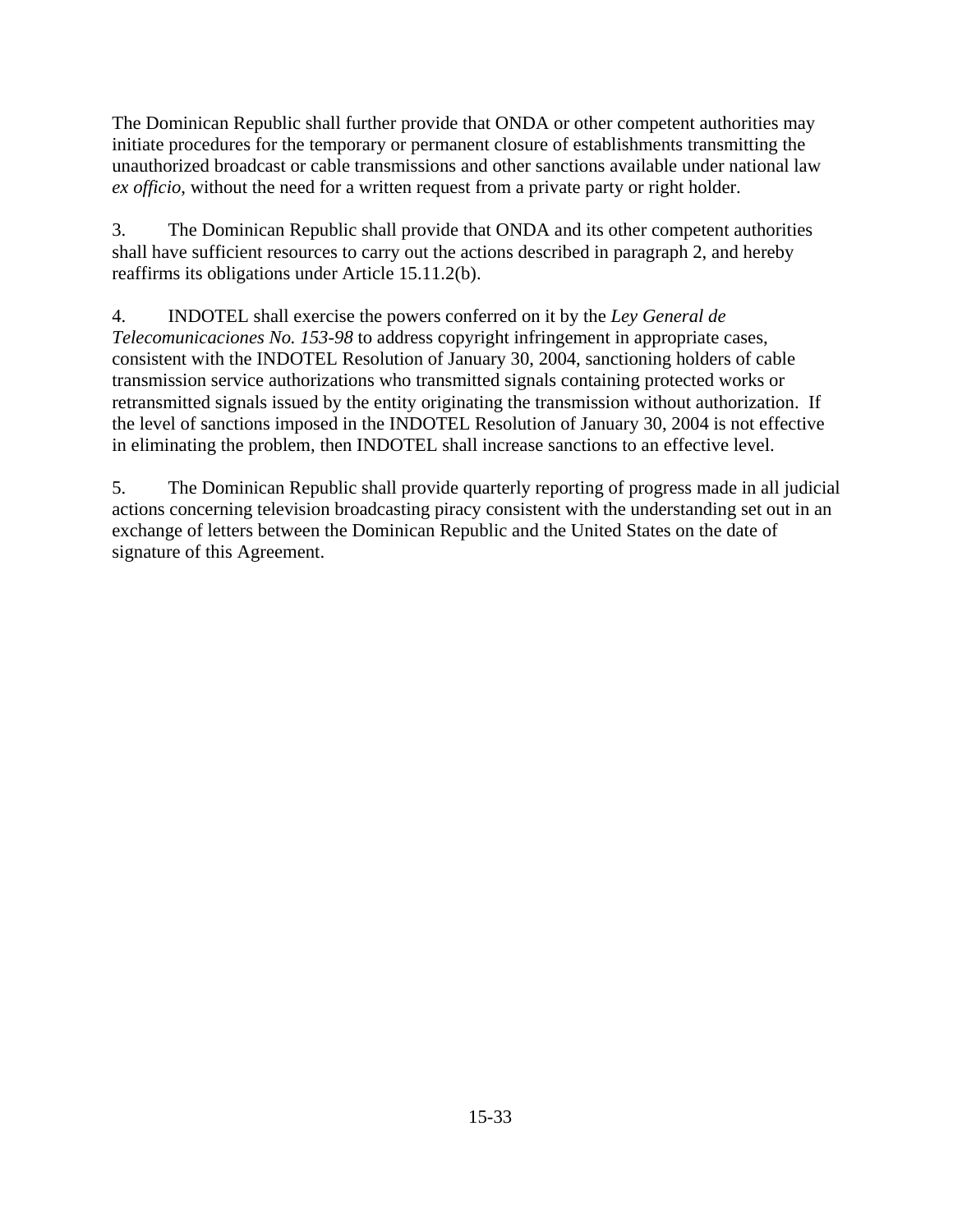The Dominican Republic shall further provide that ONDA or other competent authorities may initiate procedures for the temporary or permanent closure of establishments transmitting the unauthorized broadcast or cable transmissions and other sanctions available under national law *ex officio*, without the need for a written request from a private party or right holder.

3. The Dominican Republic shall provide that ONDA and its other competent authorities shall have sufficient resources to carry out the actions described in paragraph 2, and hereby reaffirms its obligations under Article 15.11.2(b).

4. INDOTEL shall exercise the powers conferred on it by the *Ley General de Telecomunicaciones No. 153-98* to address copyright infringement in appropriate cases, consistent with the INDOTEL Resolution of January 30, 2004, sanctioning holders of cable transmission service authorizations who transmitted signals containing protected works or retransmitted signals issued by the entity originating the transmission without authorization. If the level of sanctions imposed in the INDOTEL Resolution of January 30, 2004 is not effective in eliminating the problem, then INDOTEL shall increase sanctions to an effective level.

5. The Dominican Republic shall provide quarterly reporting of progress made in all judicial actions concerning television broadcasting piracy consistent with the understanding set out in an exchange of letters between the Dominican Republic and the United States on the date of signature of this Agreement.